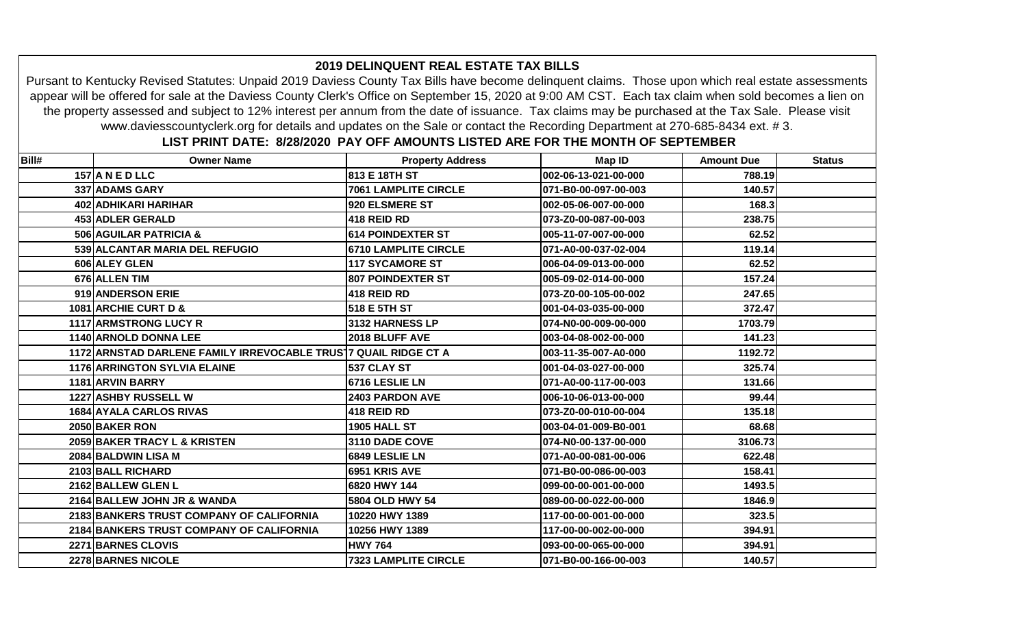# 2019 DELINQUENT REAL ESTATE TAX BILLS

Pursuant to Kentucky Revised Statutes: Unpaid 2019 Daviess County Tax Bills have become delinquent claims. Those upon which real estate assessments appear will be offered for sale at the Daviess County Clerk's Office on September 15, 2020 at 9:00 AM CST. Each tax claim when sold becomes a lien on the property assessed and subject to 12% interest per annum from the date of issuance. Tax claims may be purchased at the Tax Sale. Please visit www.daviesscountyclerk.org for details and updates on the Sale or contact the Recording Department at 270-685-8434 ext. # 3.

**LIST PRINT DATE: 8/28/2020 PAY OFF AMOUNTS LISTED ARE FOR THE MONTH OF SEPTEMBER**

| Bill# | Owner Name | Property Address | Map ID | Amount Due | Status |
|---|---|---|---|---|---|
| 157 | A N E D LLC | 813 E 18TH ST | 002-06-13-021-00-000 | 788.19 | |
| 337 | ADAMS GARY | 7061 LAMPLITE CIRCLE | 071-B0-00-097-00-003 | 140.57 | |
| 402 | ADHIKARI HARIHAR | 920 ELSMERE ST | 002-05-06-007-00-000 | 168.3 | |
| 453 | ADLER GERALD | 418 REID RD | 073-Z0-00-087-00-003 | 238.75 | |
| 506 | AGUILAR PATRICIA & | 614 POINDEXTER ST | 005-11-07-007-00-000 | 62.52 | |
| 539 | ALCANTAR MARIA DEL REFUGIO | 6710 LAMPLITE CIRCLE | 071-A0-00-037-02-004 | 119.14 | |
| 606 | ALEY GLEN | 117 SYCAMORE ST | 006-04-09-013-00-000 | 62.52 | |
| 676 | ALLEN TIM | 807 POINDEXTER ST | 005-09-02-014-00-000 | 157.24 | |
| 919 | ANDERSON ERIE | 418 REID RD | 073-Z0-00-105-00-002 | 247.65 | |
| 1081 | ARCHIE CURT D & | 518 E 5TH ST | 001-04-03-035-00-000 | 372.47 | |
| 1117 | ARMSTRONG LUCY R | 3132 HARNESS LP | 074-N0-00-009-00-000 | 1703.79 | |
| 1140 | ARNOLD DONNA LEE | 2018 BLUFF AVE | 003-04-08-002-00-000 | 141.23 | |
| 1172 | ARNSTAD DARLENE FAMILY IRREVOCABLE TRUST | 7 QUAIL RIDGE CT A | 003-11-35-007-A0-000 | 1192.72 | |
| 1176 | ARRINGTON SYLVIA ELAINE | 537 CLAY ST | 001-04-03-027-00-000 | 325.74 | |
| 1181 | ARVIN BARRY | 6716 LESLIE LN | 071-A0-00-117-00-003 | 131.66 | |
| 1227 | ASHBY RUSSELL W | 2403 PARDON AVE | 006-10-06-013-00-000 | 99.44 | |
| 1684 | AYALA CARLOS RIVAS | 418 REID RD | 073-Z0-00-010-00-004 | 135.18 | |
| 2050 | BAKER RON | 1905 HALL ST | 003-04-01-009-B0-001 | 68.68 | |
| 2059 | BAKER TRACY L & KRISTEN | 3110 DADE COVE | 074-N0-00-137-00-000 | 3106.73 | |
| 2084 | BALDWIN LISA M | 6849 LESLIE LN | 071-A0-00-081-00-006 | 622.48 | |
| 2103 | BALL RICHARD | 6951 KRIS AVE | 071-B0-00-086-00-003 | 158.41 | |
| 2162 | BALLEW GLEN L | 6820 HWY 144 | 099-00-00-001-00-000 | 1493.5 | |
| 2164 | BALLEW JOHN JR & WANDA | 5804 OLD HWY 54 | 089-00-00-022-00-000 | 1846.9 | |
| 2183 | BANKERS TRUST COMPANY OF CALIFORNIA | 10220 HWY 1389 | 117-00-00-001-00-000 | 323.5 | |
| 2184 | BANKERS TRUST COMPANY OF CALIFORNIA | 10256 HWY 1389 | 117-00-00-002-00-000 | 394.91 | |
| 2271 | BARNES CLOVIS | HWY 764 | 093-00-00-065-00-000 | 394.91 | |
| 2278 | BARNES NICOLE | 7323 LAMPLITE CIRCLE | 071-B0-00-166-00-003 | 140.57 | |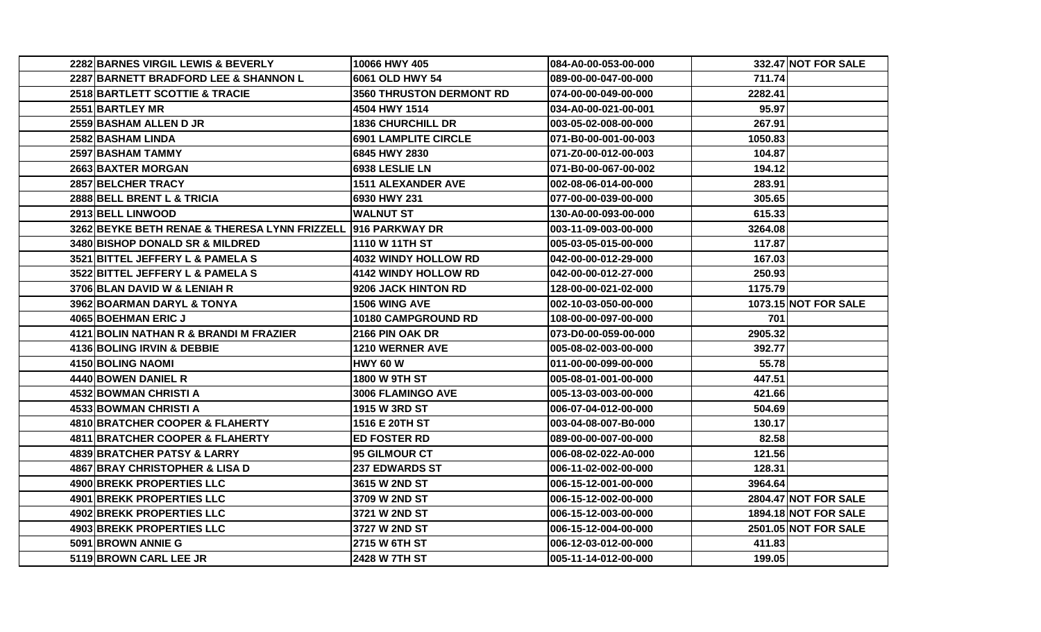| 2282 | BARNES VIRGIL LEWIS & BEVERLY | 10066 HWY 405 | 084-A0-00-053-00-000 | 332.47 | NOT FOR SALE |
|---|---|---|---|---|---|
| 2287 | BARNETT BRADFORD LEE & SHANNON L | 6061 OLD HWY 54 | 089-00-00-047-00-000 | 711.74 | |
| 2518 | BARTLETT SCOTTIE & TRACIE | 3560 THRUSTON DERMONT RD | 074-00-00-049-00-000 | 2282.41 | |
| 2551 | BARTLEY MR | 4504 HWY 1514 | 034-A0-00-021-00-001 | 95.97 | |
| 2559 | BASHAM ALLEN D JR | 1836 CHURCHILL DR | 003-05-02-008-00-000 | 267.91 | |
| 2582 | BASHAM LINDA | 6901 LAMPLITE CIRCLE | 071-B0-00-001-00-003 | 1050.83 | |
| 2597 | BASHAM TAMMY | 6845 HWY 2830 | 071-Z0-00-012-00-003 | 104.87 | |
| 2663 | BAXTER MORGAN | 6938 LESLIE LN | 071-B0-00-067-00-002 | 194.12 | |
| 2857 | BELCHER TRACY | 1511 ALEXANDER AVE | 002-08-06-014-00-000 | 283.91 | |
| 2888 | BELL BRENT L & TRICIA | 6930 HWY 231 | 077-00-00-039-00-000 | 305.65 | |
| 2913 | BELL LINWOOD | WALNUT ST | 130-A0-00-093-00-000 | 615.33 | |
| 3262 | BEYKE BETH RENAE & THERESA LYNN FRIZZELL | 916 PARKWAY DR | 003-11-09-003-00-000 | 3264.08 | |
| 3480 | BISHOP DONALD SR & MILDRED | 1110 W 11TH ST | 005-03-05-015-00-000 | 117.87 | |
| 3521 | BITTEL JEFFERY L & PAMELA S | 4032 WINDY HOLLOW RD | 042-00-00-012-29-000 | 167.03 | |
| 3522 | BITTEL JEFFERY L & PAMELA S | 4142 WINDY HOLLOW RD | 042-00-00-012-27-000 | 250.93 | |
| 3706 | BLAN DAVID W & LENIAH R | 9206 JACK HINTON RD | 128-00-00-021-02-000 | 1175.79 | |
| 3962 | BOARMAN DARYL & TONYA | 1506 WING AVE | 002-10-03-050-00-000 | 1073.15 | NOT FOR SALE |
| 4065 | BOEHMAN ERIC J | 10180 CAMPGROUND RD | 108-00-00-097-00-000 | 701 | |
| 4121 | BOLIN NATHAN R & BRANDI M FRAZIER | 2166 PIN OAK DR | 073-D0-00-059-00-000 | 2905.32 | |
| 4136 | BOLING IRVIN & DEBBIE | 1210 WERNER AVE | 005-08-02-003-00-000 | 392.77 | |
| 4150 | BOLING NAOMI | HWY 60 W | 011-00-00-099-00-000 | 55.78 | |
| 4440 | BOWEN DANIEL R | 1800 W 9TH ST | 005-08-01-001-00-000 | 447.51 | |
| 4532 | BOWMAN CHRISTI A | 3006 FLAMINGO AVE | 005-13-03-003-00-000 | 421.66 | |
| 4533 | BOWMAN CHRISTI A | 1915 W 3RD ST | 006-07-04-012-00-000 | 504.69 | |
| 4810 | BRATCHER COOPER & FLAHERTY | 1516 E 20TH ST | 003-04-08-007-B0-000 | 130.17 | |
| 4811 | BRATCHER COOPER & FLAHERTY | ED FOSTER RD | 089-00-00-007-00-000 | 82.58 | |
| 4839 | BRATCHER PATSY & LARRY | 95 GILMOUR CT | 006-08-02-022-A0-000 | 121.56 | |
| 4867 | BRAY CHRISTOPHER & LISA D | 237 EDWARDS ST | 006-11-02-002-00-000 | 128.31 | |
| 4900 | BREKK PROPERTIES LLC | 3615 W 2ND ST | 006-15-12-001-00-000 | 3964.64 | |
| 4901 | BREKK PROPERTIES LLC | 3709 W 2ND ST | 006-15-12-002-00-000 | 2804.47 | NOT FOR SALE |
| 4902 | BREKK PROPERTIES LLC | 3721 W 2ND ST | 006-15-12-003-00-000 | 1894.18 | NOT FOR SALE |
| 4903 | BREKK PROPERTIES LLC | 3727 W 2ND ST | 006-15-12-004-00-000 | 2501.05 | NOT FOR SALE |
| 5091 | BROWN ANNIE G | 2715 W 6TH ST | 006-12-03-012-00-000 | 411.83 | |
| 5119 | BROWN CARL LEE JR | 2428 W 7TH ST | 005-11-14-012-00-000 | 199.05 | |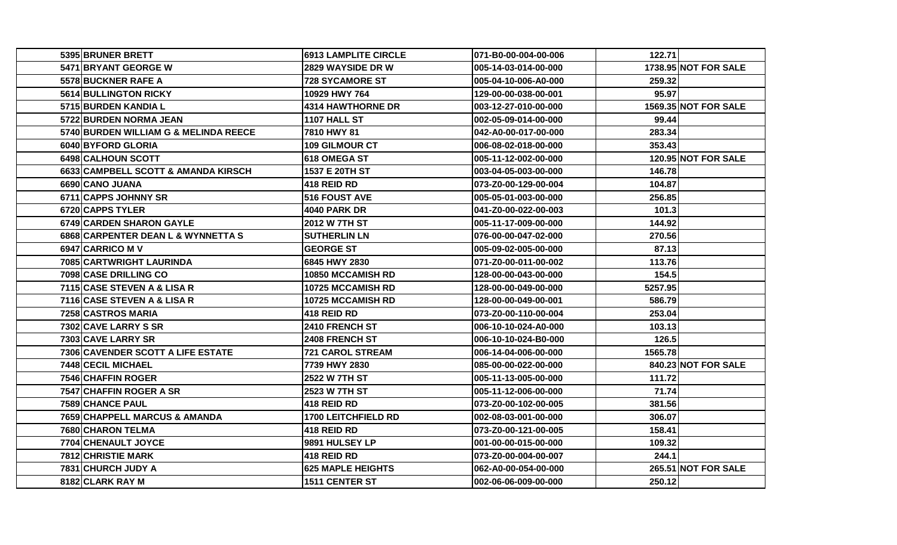| | | | | |
|---|---|---|---|---|
| 5395 BRUNER BRETT | 6913 LAMPLITE CIRCLE | 071-B0-00-004-00-006 | 122.71 | |
| 5471 BRYANT GEORGE W | 2829 WAYSIDE DR W | 005-14-03-014-00-000 | 1738.95 | NOT FOR SALE |
| 5578 BUCKNER RAFE A | 728 SYCAMORE ST | 005-04-10-006-A0-000 | 259.32 | |
| 5614 BULLINGTON RICKY | 10929 HWY 764 | 129-00-00-038-00-001 | 95.97 | |
| 5715 BURDEN KANDIA L | 4314 HAWTHORNE DR | 003-12-27-010-00-000 | 1569.35 | NOT FOR SALE |
| 5722 BURDEN NORMA JEAN | 1107 HALL ST | 002-05-09-014-00-000 | 99.44 | |
| 5740 BURDEN WILLIAM G & MELINDA REECE | 7810 HWY 81 | 042-A0-00-017-00-000 | 283.34 | |
| 6040 BYFORD GLORIA | 109 GILMOUR CT | 006-08-02-018-00-000 | 353.43 | |
| 6498 CALHOUN SCOTT | 618 OMEGA ST | 005-11-12-002-00-000 | 120.95 | NOT FOR SALE |
| 6633 CAMPBELL SCOTT & AMANDA KIRSCH | 1537 E 20TH ST | 003-04-05-003-00-000 | 146.78 | |
| 6690 CANO JUANA | 418 REID RD | 073-Z0-00-129-00-004 | 104.87 | |
| 6711 CAPPS JOHNNY SR | 516 FOUST AVE | 005-05-01-003-00-000 | 256.85 | |
| 6720 CAPPS TYLER | 4040 PARK DR | 041-Z0-00-022-00-003 | 101.3 | |
| 6749 CARDEN SHARON GAYLE | 2012 W 7TH ST | 005-11-17-009-00-000 | 144.92 | |
| 6868 CARPENTER DEAN L & WYNNETTA S | SUTHERLIN LN | 076-00-00-047-02-000 | 270.56 | |
| 6947 CARRICO M V | GEORGE ST | 005-09-02-005-00-000 | 87.13 | |
| 7085 CARTWRIGHT LAURINDA | 6845 HWY 2830 | 071-Z0-00-011-00-002 | 113.76 | |
| 7098 CASE DRILLING CO | 10850 MCCAMISH RD | 128-00-00-043-00-000 | 154.5 | |
| 7115 CASE STEVEN A & LISA R | 10725 MCCAMISH RD | 128-00-00-049-00-000 | 5257.95 | |
| 7116 CASE STEVEN A & LISA R | 10725 MCCAMISH RD | 128-00-00-049-00-001 | 586.79 | |
| 7258 CASTROS MARIA | 418 REID RD | 073-Z0-00-110-00-004 | 253.04 | |
| 7302 CAVE LARRY S SR | 2410 FRENCH ST | 006-10-10-024-A0-000 | 103.13 | |
| 7303 CAVE LARRY SR | 2408 FRENCH ST | 006-10-10-024-B0-000 | 126.5 | |
| 7306 CAVENDER SCOTT A LIFE ESTATE | 721 CAROL STREAM | 006-14-04-006-00-000 | 1565.78 | |
| 7448 CECIL MICHAEL | 7739 HWY 2830 | 085-00-00-022-00-000 | 840.23 | NOT FOR SALE |
| 7546 CHAFFIN ROGER | 2522 W 7TH ST | 005-11-13-005-00-000 | 111.72 | |
| 7547 CHAFFIN ROGER A SR | 2523 W 7TH ST | 005-11-12-006-00-000 | 71.74 | |
| 7589 CHANCE PAUL | 418 REID RD | 073-Z0-00-102-00-005 | 381.56 | |
| 7659 CHAPPELL MARCUS & AMANDA | 1700 LEITCHFIELD RD | 002-08-03-001-00-000 | 306.07 | |
| 7680 CHARON TELMA | 418 REID RD | 073-Z0-00-121-00-005 | 158.41 | |
| 7704 CHENAULT JOYCE | 9891 HULSEY LP | 001-00-00-015-00-000 | 109.32 | |
| 7812 CHRISTIE MARK | 418 REID RD | 073-Z0-00-004-00-007 | 244.1 | |
| 7831 CHURCH JUDY A | 625 MAPLE HEIGHTS | 062-A0-00-054-00-000 | 265.51 | NOT FOR SALE |
| 8182 CLARK RAY M | 1511 CENTER ST | 002-06-06-009-00-000 | 250.12 | |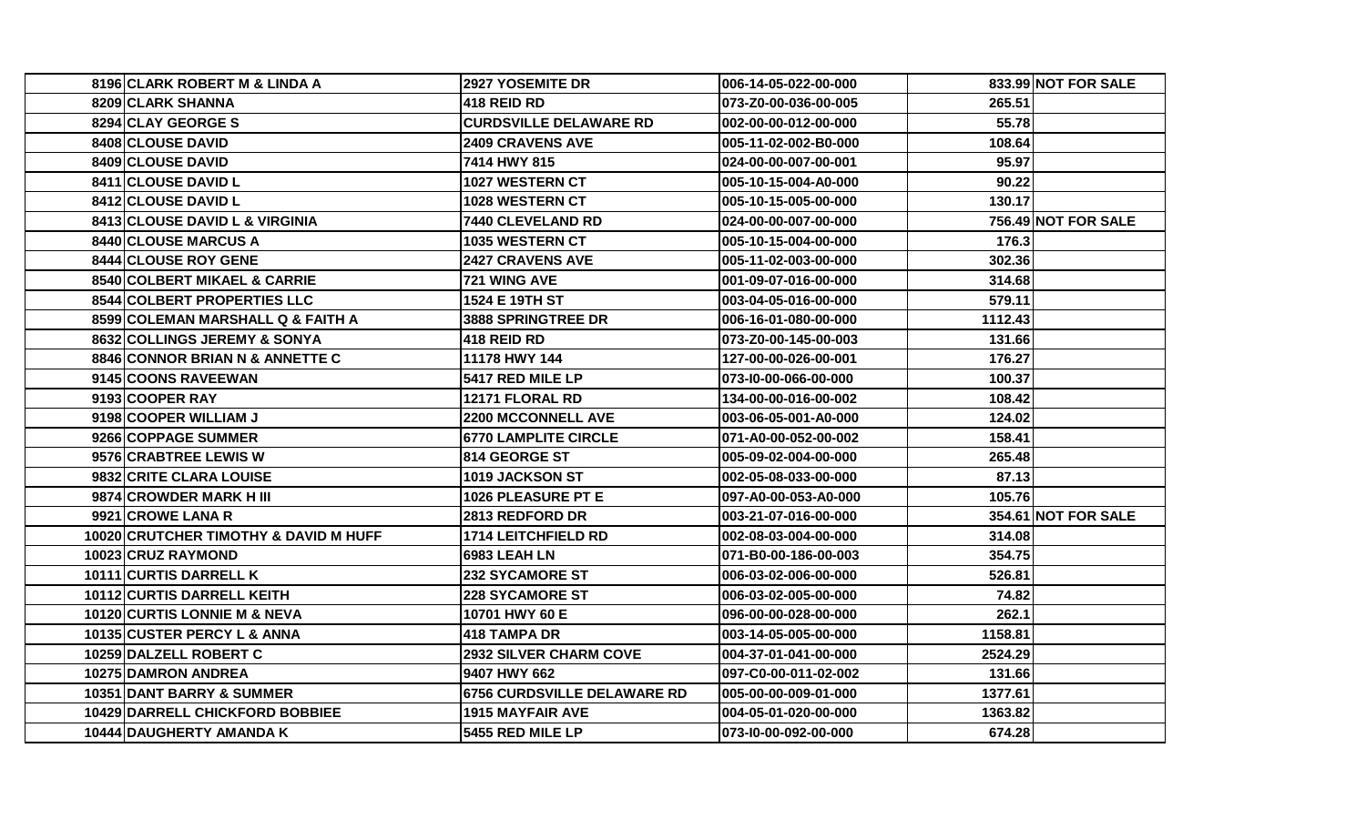| | | | | |
|---|---|---|---|---|
| 8196 CLARK ROBERT M & LINDA A | 2927 YOSEMITE DR | 006-14-05-022-00-000 | 833.99 | NOT FOR SALE |
| 8209 CLARK SHANNA | 418 REID RD | 073-Z0-00-036-00-005 | 265.51 | |
| 8294 CLAY GEORGE S | CURDSVILLE DELAWARE RD | 002-00-00-012-00-000 | 55.78 | |
| 8408 CLOUSE DAVID | 2409 CRAVENS AVE | 005-11-02-002-B0-000 | 108.64 | |
| 8409 CLOUSE DAVID | 7414 HWY 815 | 024-00-00-007-00-001 | 95.97 | |
| 8411 CLOUSE DAVID L | 1027 WESTERN CT | 005-10-15-004-A0-000 | 90.22 | |
| 8412 CLOUSE DAVID L | 1028 WESTERN CT | 005-10-15-005-00-000 | 130.17 | |
| 8413 CLOUSE DAVID L & VIRGINIA | 7440 CLEVELAND RD | 024-00-00-007-00-000 | 756.49 | NOT FOR SALE |
| 8440 CLOUSE MARCUS A | 1035 WESTERN CT | 005-10-15-004-00-000 | 176.3 | |
| 8444 CLOUSE ROY GENE | 2427 CRAVENS AVE | 005-11-02-003-00-000 | 302.36 | |
| 8540 COLBERT MIKAEL & CARRIE | 721 WING AVE | 001-09-07-016-00-000 | 314.68 | |
| 8544 COLBERT PROPERTIES LLC | 1524 E 19TH ST | 003-04-05-016-00-000 | 579.11 | |
| 8599 COLEMAN MARSHALL Q & FAITH A | 3888 SPRINGTREE DR | 006-16-01-080-00-000 | 1112.43 | |
| 8632 COLLINGS JEREMY & SONYA | 418 REID RD | 073-Z0-00-145-00-003 | 131.66 | |
| 8846 CONNOR BRIAN N & ANNETTE C | 11178 HWY 144 | 127-00-00-026-00-001 | 176.27 | |
| 9145 COONS RAVEEWAN | 5417 RED MILE LP | 073-I0-00-066-00-000 | 100.37 | |
| 9193 COOPER RAY | 12171 FLORAL RD | 134-00-00-016-00-002 | 108.42 | |
| 9198 COOPER WILLIAM J | 2200 MCCONNELL AVE | 003-06-05-001-A0-000 | 124.02 | |
| 9266 COPPAGE SUMMER | 6770 LAMPLITE CIRCLE | 071-A0-00-052-00-002 | 158.41 | |
| 9576 CRABTREE LEWIS W | 814 GEORGE ST | 005-09-02-004-00-000 | 265.48 | |
| 9832 CRITE CLARA LOUISE | 1019 JACKSON ST | 002-05-08-033-00-000 | 87.13 | |
| 9874 CROWDER MARK H III | 1026 PLEASURE PT E | 097-A0-00-053-A0-000 | 105.76 | |
| 9921 CROWE LANA R | 2813 REDFORD DR | 003-21-07-016-00-000 | 354.61 | NOT FOR SALE |
| 10020 CRUTCHER TIMOTHY & DAVID M HUFF | 1714 LEITCHFIELD RD | 002-08-03-004-00-000 | 314.08 | |
| 10023 CRUZ RAYMOND | 6983 LEAH LN | 071-B0-00-186-00-003 | 354.75 | |
| 10111 CURTIS DARRELL K | 232 SYCAMORE ST | 006-03-02-006-00-000 | 526.81 | |
| 10112 CURTIS DARRELL KEITH | 228 SYCAMORE ST | 006-03-02-005-00-000 | 74.82 | |
| 10120 CURTIS LONNIE M & NEVA | 10701 HWY 60 E | 096-00-00-028-00-000 | 262.1 | |
| 10135 CUSTER PERCY L & ANNA | 418 TAMPA DR | 003-14-05-005-00-000 | 1158.81 | |
| 10259 DALZELL ROBERT C | 2932 SILVER CHARM COVE | 004-37-01-041-00-000 | 2524.29 | |
| 10275 DAMRON ANDREA | 9407 HWY 662 | 097-C0-00-011-02-002 | 131.66 | |
| 10351 DANT BARRY & SUMMER | 6756 CURDSVILLE DELAWARE RD | 005-00-00-009-01-000 | 1377.61 | |
| 10429 DARRELL CHICKFORD BOBBIEE | 1915 MAYFAIR AVE | 004-05-01-020-00-000 | 1363.82 | |
| 10444 DAUGHERTY AMANDA K | 5455 RED MILE LP | 073-I0-00-092-00-000 | 674.28 | |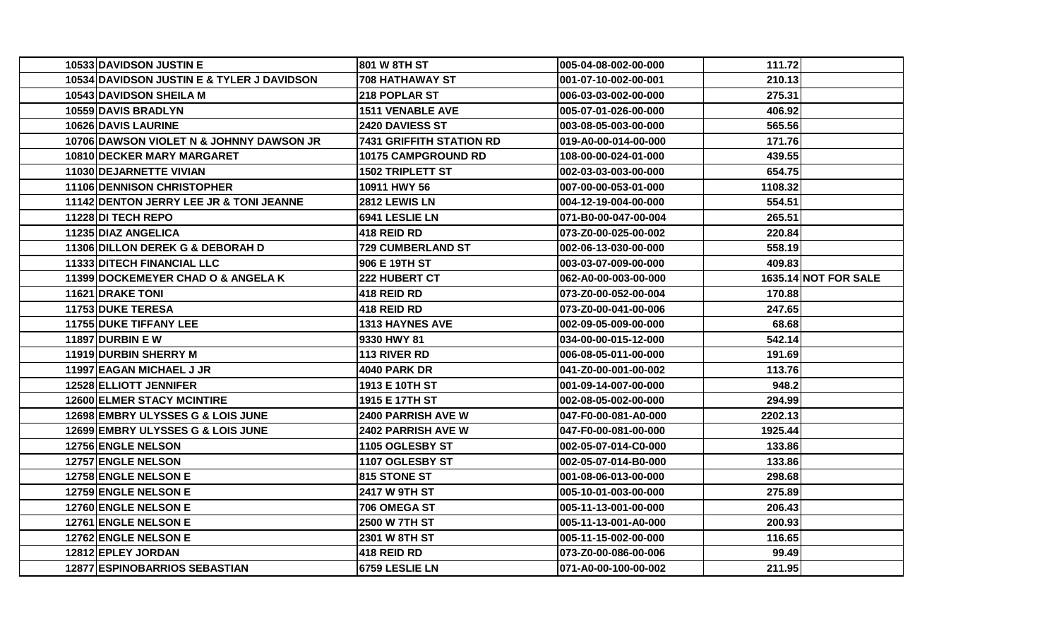| | | | | | |
|---|---|---|---|---|---|
| 10533 | DAVIDSON JUSTIN E | 801 W 8TH ST | 005-04-08-002-00-000 | 111.72 | |
| 10534 | DAVIDSON JUSTIN E & TYLER J DAVIDSON | 708 HATHAWAY ST | 001-07-10-002-00-001 | 210.13 | |
| 10543 | DAVIDSON SHEILA M | 218 POPLAR ST | 006-03-03-002-00-000 | 275.31 | |
| 10559 | DAVIS BRADLYN | 1511 VENABLE AVE | 005-07-01-026-00-000 | 406.92 | |
| 10626 | DAVIS LAURINE | 2420 DAVIESS ST | 003-08-05-003-00-000 | 565.56 | |
| 10706 | DAWSON VIOLET N & JOHNNY DAWSON JR | 7431 GRIFFITH STATION RD | 019-A0-00-014-00-000 | 171.76 | |
| 10810 | DECKER MARY MARGARET | 10175 CAMPGROUND RD | 108-00-00-024-01-000 | 439.55 | |
| 11030 | DEJARNETTE VIVIAN | 1502 TRIPLETT ST | 002-03-03-003-00-000 | 654.75 | |
| 11106 | DENNISON CHRISTOPHER | 10911 HWY 56 | 007-00-00-053-01-000 | 1108.32 | |
| 11142 | DENTON JERRY LEE JR & TONI JEANNE | 2812 LEWIS LN | 004-12-19-004-00-000 | 554.51 | |
| 11228 | DI TECH REPO | 6941 LESLIE LN | 071-B0-00-047-00-004 | 265.51 | |
| 11235 | DIAZ ANGELICA | 418 REID RD | 073-Z0-00-025-00-002 | 220.84 | |
| 11306 | DILLON DEREK G & DEBORAH D | 729 CUMBERLAND ST | 002-06-13-030-00-000 | 558.19 | |
| 11333 | DITECH FINANCIAL LLC | 906 E 19TH ST | 003-03-07-009-00-000 | 409.83 | |
| 11399 | DOCKEMEYER CHAD O & ANGELA K | 222 HUBERT CT | 062-A0-00-003-00-000 | 1635.14 | NOT FOR SALE |
| 11621 | DRAKE TONI | 418 REID RD | 073-Z0-00-052-00-004 | 170.88 | |
| 11753 | DUKE TERESA | 418 REID RD | 073-Z0-00-041-00-006 | 247.65 | |
| 11755 | DUKE TIFFANY LEE | 1313 HAYNES AVE | 002-09-05-009-00-000 | 68.68 | |
| 11897 | DURBIN E W | 9330 HWY 81 | 034-00-00-015-12-000 | 542.14 | |
| 11919 | DURBIN SHERRY M | 113 RIVER RD | 006-08-05-011-00-000 | 191.69 | |
| 11997 | EAGAN MICHAEL J JR | 4040 PARK DR | 041-Z0-00-001-00-002 | 113.76 | |
| 12528 | ELLIOTT JENNIFER | 1913 E 10TH ST | 001-09-14-007-00-000 | 948.2 | |
| 12600 | ELMER STACY MCINTIRE | 1915 E 17TH ST | 002-08-05-002-00-000 | 294.99 | |
| 12698 | EMBRY ULYSSES G & LOIS JUNE | 2400 PARRISH AVE W | 047-F0-00-081-A0-000 | 2202.13 | |
| 12699 | EMBRY ULYSSES G & LOIS JUNE | 2402 PARRISH AVE W | 047-F0-00-081-00-000 | 1925.44 | |
| 12756 | ENGLE NELSON | 1105 OGLESBY ST | 002-05-07-014-C0-000 | 133.86 | |
| 12757 | ENGLE NELSON | 1107 OGLESBY ST | 002-05-07-014-B0-000 | 133.86 | |
| 12758 | ENGLE NELSON E | 815 STONE ST | 001-08-06-013-00-000 | 298.68 | |
| 12759 | ENGLE NELSON E | 2417 W 9TH ST | 005-10-01-003-00-000 | 275.89 | |
| 12760 | ENGLE NELSON E | 706 OMEGA ST | 005-11-13-001-00-000 | 206.43 | |
| 12761 | ENGLE NELSON E | 2500 W 7TH ST | 005-11-13-001-A0-000 | 200.93 | |
| 12762 | ENGLE NELSON E | 2301 W 8TH ST | 005-11-15-002-00-000 | 116.65 | |
| 12812 | EPLEY JORDAN | 418 REID RD | 073-Z0-00-086-00-006 | 99.49 | |
| 12877 | ESPINOBARRIOS SEBASTIAN | 6759 LESLIE LN | 071-A0-00-100-00-002 | 211.95 | |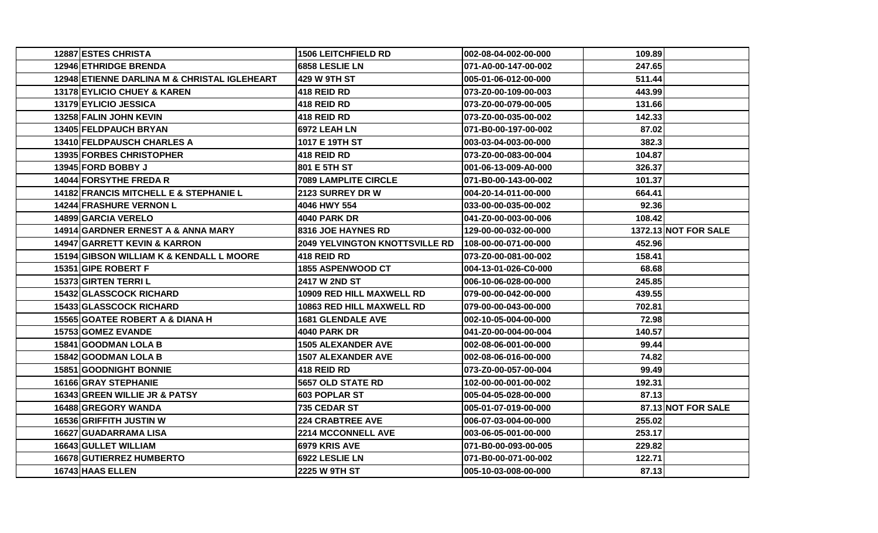| | | | | |
|---|---|---|---|---|
| 12887 ESTES CHRISTA | 1506 LEITCHFIELD RD | 002-08-04-002-00-000 | 109.89 | |
| 12946 ETHRIDGE BRENDA | 6858 LESLIE LN | 071-A0-00-147-00-002 | 247.65 | |
| 12948 ETIENNE DARLINA M & CHRISTAL IGLEHEART | 429 W 9TH ST | 005-01-06-012-00-000 | 511.44 | |
| 13178 EYLICIO CHUEY & KAREN | 418 REID RD | 073-Z0-00-109-00-003 | 443.99 | |
| 13179 EYLICIO JESSICA | 418 REID RD | 073-Z0-00-079-00-005 | 131.66 | |
| 13258 FALIN JOHN KEVIN | 418 REID RD | 073-Z0-00-035-00-002 | 142.33 | |
| 13405 FELDPAUCH BRYAN | 6972 LEAH LN | 071-B0-00-197-00-002 | 87.02 | |
| 13410 FELDPAUSCH CHARLES A | 1017 E 19TH ST | 003-03-04-003-00-000 | 382.3 | |
| 13935 FORBES CHRISTOPHER | 418 REID RD | 073-Z0-00-083-00-004 | 104.87 | |
| 13945 FORD BOBBY J | 801 E 5TH ST | 001-06-13-009-A0-000 | 326.37 | |
| 14044 FORSYTHE FREDA R | 7089 LAMPLITE CIRCLE | 071-B0-00-143-00-002 | 101.37 | |
| 14182 FRANCIS MITCHELL E & STEPHANIE L | 2123 SURREY DR W | 004-20-14-011-00-000 | 664.41 | |
| 14244 FRASHURE VERNON L | 4046 HWY 554 | 033-00-00-035-00-002 | 92.36 | |
| 14899 GARCIA VERELO | 4040 PARK DR | 041-Z0-00-003-00-006 | 108.42 | |
| 14914 GARDNER ERNEST A & ANNA MARY | 8316 JOE HAYNES RD | 129-00-00-032-00-000 | 1372.13 | NOT FOR SALE |
| 14947 GARRETT KEVIN & KARRON | 2049 YELVINGTON KNOTTSVILLE RD | 108-00-00-071-00-000 | 452.96 | |
| 15194 GIBSON WILLIAM K & KENDALL L MOORE | 418 REID RD | 073-Z0-00-081-00-002 | 158.41 | |
| 15351 GIPE ROBERT F | 1855 ASPENWOOD CT | 004-13-01-026-C0-000 | 68.68 | |
| 15373 GIRTEN TERRI L | 2417 W 2ND ST | 006-10-06-028-00-000 | 245.85 | |
| 15432 GLASSCOCK RICHARD | 10909 RED HILL MAXWELL RD | 079-00-00-042-00-000 | 439.55 | |
| 15433 GLASSCOCK RICHARD | 10863 RED HILL MAXWELL RD | 079-00-00-043-00-000 | 702.81 | |
| 15565 GOATEE ROBERT A & DIANA H | 1681 GLENDALE AVE | 002-10-05-004-00-000 | 72.98 | |
| 15753 GOMEZ EVANDE | 4040 PARK DR | 041-Z0-00-004-00-004 | 140.57 | |
| 15841 GOODMAN LOLA B | 1505 ALEXANDER AVE | 002-08-06-001-00-000 | 99.44 | |
| 15842 GOODMAN LOLA B | 1507 ALEXANDER AVE | 002-08-06-016-00-000 | 74.82 | |
| 15851 GOODNIGHT BONNIE | 418 REID RD | 073-Z0-00-057-00-004 | 99.49 | |
| 16166 GRAY STEPHANIE | 5657 OLD STATE RD | 102-00-00-001-00-002 | 192.31 | |
| 16343 GREEN WILLIE JR & PATSY | 603 POPLAR ST | 005-04-05-028-00-000 | 87.13 | |
| 16488 GREGORY WANDA | 735 CEDAR ST | 005-01-07-019-00-000 | 87.13 | NOT FOR SALE |
| 16536 GRIFFITH JUSTIN W | 224 CRABTREE AVE | 006-07-03-004-00-000 | 255.02 | |
| 16627 GUADARRAMA LISA | 2214 MCCONNELL AVE | 003-06-05-001-00-000 | 253.17 | |
| 16643 GULLET WILLIAM | 6979 KRIS AVE | 071-B0-00-093-00-005 | 229.82 | |
| 16678 GUTIERREZ HUMBERTO | 6922 LESLIE LN | 071-B0-00-071-00-002 | 122.71 | |
| 16743 HAAS ELLEN | 2225 W 9TH ST | 005-10-03-008-00-000 | 87.13 | |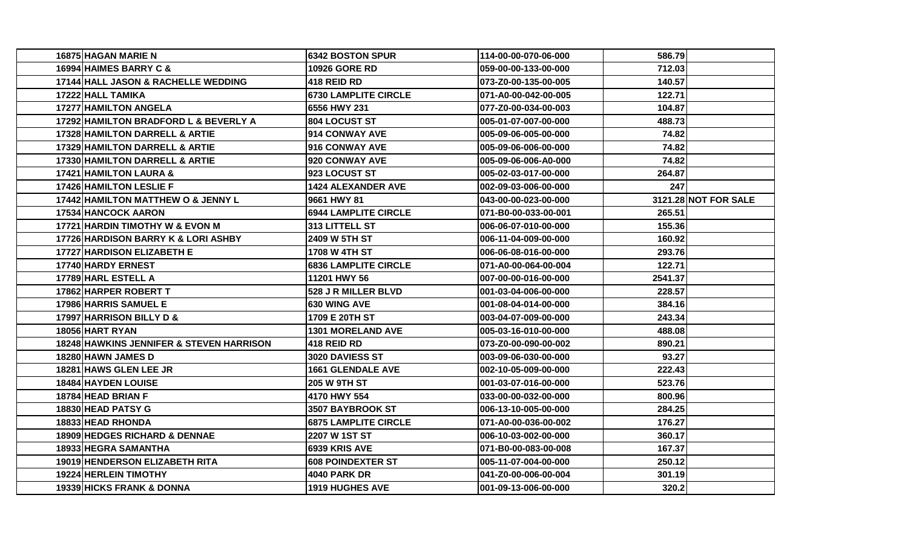| | | | | |
|---|---|---|---|---|
| 16875 HAGAN MARIE N | 6342 BOSTON SPUR | 114-00-00-070-06-000 | 586.79 | |
| 16994 HAIMES BARRY C & | 10926 GORE RD | 059-00-00-133-00-000 | 712.03 | |
| 17144 HALL JASON & RACHELLE WEDDING | 418 REID RD | 073-Z0-00-135-00-005 | 140.57 | |
| 17222 HALL TAMIKA | 6730 LAMPLITE CIRCLE | 071-A0-00-042-00-005 | 122.71 | |
| 17277 HAMILTON ANGELA | 6556 HWY 231 | 077-Z0-00-034-00-003 | 104.87 | |
| 17292 HAMILTON BRADFORD L & BEVERLY A | 804 LOCUST ST | 005-01-07-007-00-000 | 488.73 | |
| 17328 HAMILTON DARRELL & ARTIE | 914 CONWAY AVE | 005-09-06-005-00-000 | 74.82 | |
| 17329 HAMILTON DARRELL & ARTIE | 916 CONWAY AVE | 005-09-06-006-00-000 | 74.82 | |
| 17330 HAMILTON DARRELL & ARTIE | 920 CONWAY AVE | 005-09-06-006-A0-000 | 74.82 | |
| 17421 HAMILTON LAURA & | 923 LOCUST ST | 005-02-03-017-00-000 | 264.87 | |
| 17426 HAMILTON LESLIE F | 1424 ALEXANDER AVE | 002-09-03-006-00-000 | 247 | |
| 17442 HAMILTON MATTHEW O & JENNY L | 9661 HWY 81 | 043-00-00-023-00-000 | 3121.28 | NOT FOR SALE |
| 17534 HANCOCK AARON | 6944 LAMPLITE CIRCLE | 071-B0-00-033-00-001 | 265.51 | |
| 17721 HARDIN TIMOTHY W & EVON M | 313 LITTELL ST | 006-06-07-010-00-000 | 155.36 | |
| 17726 HARDISON BARRY K & LORI ASHBY | 2409 W 5TH ST | 006-11-04-009-00-000 | 160.92 | |
| 17727 HARDISON ELIZABETH E | 1708 W 4TH ST | 006-06-08-016-00-000 | 293.76 | |
| 17740 HARDY ERNEST | 6836 LAMPLITE CIRCLE | 071-A0-00-064-00-004 | 122.71 | |
| 17789 HARL ESTELL A | 11201 HWY 56 | 007-00-00-016-00-000 | 2541.37 | |
| 17862 HARPER ROBERT T | 528 J R MILLER BLVD | 001-03-04-006-00-000 | 228.57 | |
| 17986 HARRIS SAMUEL E | 630 WING AVE | 001-08-04-014-00-000 | 384.16 | |
| 17997 HARRISON BILLY D & | 1709 E 20TH ST | 003-04-07-009-00-000 | 243.34 | |
| 18056 HART RYAN | 1301 MORELAND AVE | 005-03-16-010-00-000 | 488.08 | |
| 18248 HAWKINS JENNIFER & STEVEN HARRISON | 418 REID RD | 073-Z0-00-090-00-002 | 890.21 | |
| 18280 HAWN JAMES D | 3020 DAVIESS ST | 003-09-06-030-00-000 | 93.27 | |
| 18281 HAWS GLEN LEE JR | 1661 GLENDALE AVE | 002-10-05-009-00-000 | 222.43 | |
| 18484 HAYDEN LOUISE | 205 W 9TH ST | 001-03-07-016-00-000 | 523.76 | |
| 18784 HEAD BRIAN F | 4170 HWY 554 | 033-00-00-032-00-000 | 800.96 | |
| 18830 HEAD PATSY G | 3507 BAYBROOK ST | 006-13-10-005-00-000 | 284.25 | |
| 18833 HEAD RHONDA | 6875 LAMPLITE CIRCLE | 071-A0-00-036-00-002 | 176.27 | |
| 18909 HEDGES RICHARD & DENNAE | 2207 W 1ST ST | 006-10-03-002-00-000 | 360.17 | |
| 18933 HEGRA SAMANTHA | 6939 KRIS AVE | 071-B0-00-083-00-008 | 167.37 | |
| 19019 HENDERSON ELIZABETH RITA | 608 POINDEXTER ST | 005-11-07-004-00-000 | 250.12 | |
| 19224 HERLEIN TIMOTHY | 4040 PARK DR | 041-Z0-00-006-00-004 | 301.19 | |
| 19339 HICKS FRANK & DONNA | 1919 HUGHES AVE | 001-09-13-006-00-000 | 320.2 | |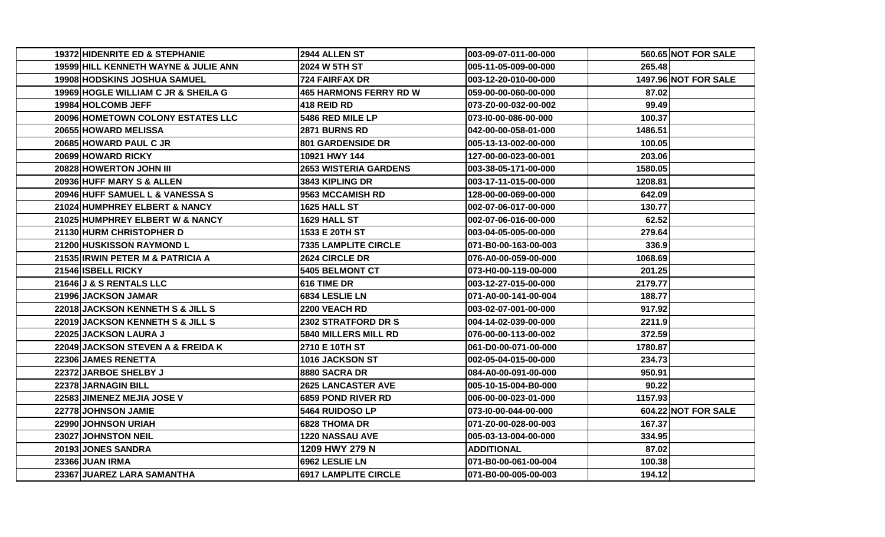| | | | | |
|---|---|---|---|---|
| 19372 | HIDENRITE ED & STEPHANIE | 2944 ALLEN ST | 003-09-07-011-00-000 | 560.65 | NOT FOR SALE |
| 19599 | HILL KENNETH WAYNE & JULIE ANN | 2024 W 5TH ST | 005-11-05-009-00-000 | 265.48 | |
| 19908 | HODSKINS JOSHUA SAMUEL | 724 FAIRFAX DR | 003-12-20-010-00-000 | 1497.96 | NOT FOR SALE |
| 19969 | HOGLE WILLIAM C JR & SHEILA G | 465 HARMONS FERRY RD W | 059-00-00-060-00-000 | 87.02 | |
| 19984 | HOLCOMB JEFF | 418 REID RD | 073-Z0-00-032-00-002 | 99.49 | |
| 20096 | HOMETOWN COLONY ESTATES LLC | 5486 RED MILE LP | 073-I0-00-086-00-000 | 100.37 | |
| 20655 | HOWARD MELISSA | 2871 BURNS RD | 042-00-00-058-01-000 | 1486.51 | |
| 20685 | HOWARD PAUL C JR | 801 GARDENSIDE DR | 005-13-13-002-00-000 | 100.05 | |
| 20699 | HOWARD RICKY | 10921 HWY 144 | 127-00-00-023-00-001 | 203.06 | |
| 20828 | HOWERTON JOHN III | 2653 WISTERIA GARDENS | 003-38-05-171-00-000 | 1580.05 | |
| 20936 | HUFF MARY S & ALLEN | 3843 KIPLING DR | 003-17-11-015-00-000 | 1208.81 | |
| 20946 | HUFF SAMUEL L & VANESSA S | 9563 MCCAMISH RD | 128-00-00-069-00-000 | 642.09 | |
| 21024 | HUMPHREY ELBERT & NANCY | 1625 HALL ST | 002-07-06-017-00-000 | 130.77 | |
| 21025 | HUMPHREY ELBERT W & NANCY | 1629 HALL ST | 002-07-06-016-00-000 | 62.52 | |
| 21130 | HURM CHRISTOPHER D | 1533 E 20TH ST | 003-04-05-005-00-000 | 279.64 | |
| 21200 | HUSKISSON RAYMOND L | 7335 LAMPLITE CIRCLE | 071-B0-00-163-00-003 | 336.9 | |
| 21535 | IRWIN PETER M & PATRICIA A | 2624 CIRCLE DR | 076-A0-00-059-00-000 | 1068.69 | |
| 21546 | ISBELL RICKY | 5405 BELMONT CT | 073-H0-00-119-00-000 | 201.25 | |
| 21646 | J & S RENTALS LLC | 616 TIME DR | 003-12-27-015-00-000 | 2179.77 | |
| 21996 | JACKSON JAMAR | 6834 LESLIE LN | 071-A0-00-141-00-004 | 188.77 | |
| 22018 | JACKSON KENNETH S & JILL S | 2200 VEACH RD | 003-02-07-001-00-000 | 917.92 | |
| 22019 | JACKSON KENNETH S & JILL S | 2302 STRATFORD DR S | 004-14-02-039-00-000 | 2211.9 | |
| 22025 | JACKSON LAURA J | 5840 MILLERS MILL RD | 076-00-00-113-00-002 | 372.59 | |
| 22049 | JACKSON STEVEN A & FREIDA K | 2710 E 10TH ST | 061-D0-00-071-00-000 | 1780.87 | |
| 22306 | JAMES RENETTA | 1016 JACKSON ST | 002-05-04-015-00-000 | 234.73 | |
| 22372 | JARBOE SHELBY J | 8880 SACRA DR | 084-A0-00-091-00-000 | 950.91 | |
| 22378 | JARNAGIN BILL | 2625 LANCASTER AVE | 005-10-15-004-B0-000 | 90.22 | |
| 22583 | JIMENEZ MEJIA JOSE V | 6859 POND RIVER RD | 006-00-00-023-01-000 | 1157.93 | |
| 22778 | JOHNSON JAMIE | 5464 RUIDOSO LP | 073-I0-00-044-00-000 | 604.22 | NOT FOR SALE |
| 22990 | JOHNSON URIAH | 6828 THOMA DR | 071-Z0-00-028-00-003 | 167.37 | |
| 23027 | JOHNSTON NEIL | 1220 NASSAU AVE | 005-03-13-004-00-000 | 334.95 | |
| 20193 | JONES SANDRA | 1209 HWY 279 N | ADDITIONAL | 87.02 | |
| 23366 | JUAN IRMA | 6962 LESLIE LN | 071-B0-00-061-00-004 | 100.38 | |
| 23367 | JUAREZ LARA SAMANTHA | 6917 LAMPLITE CIRCLE | 071-B0-00-005-00-003 | 194.12 | |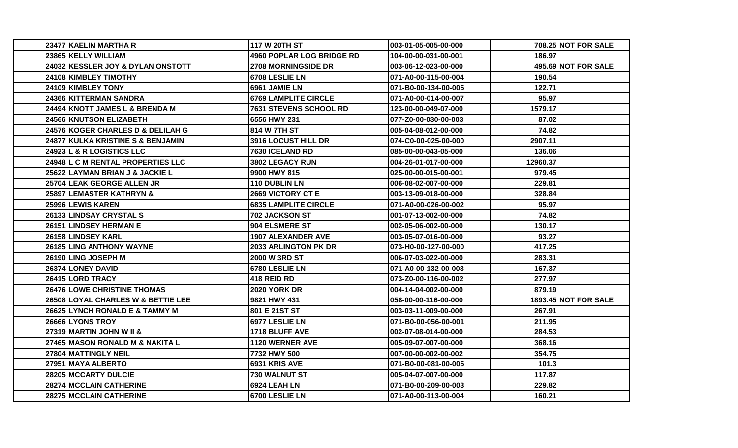| | | | | |
|---|---|---|---|---|
| 23477 | KAELIN MARTHA R | 117 W 20TH ST | 003-01-05-005-00-000 | 708.25 | NOT FOR SALE |
| 23865 | KELLY WILLIAM | 4960 POPLAR LOG BRIDGE RD | 104-00-00-031-00-001 | 186.97 | |
| 24032 | KESSLER JOY & DYLAN ONSTOTT | 2708 MORNINGSIDE DR | 003-06-12-023-00-000 | 495.69 | NOT FOR SALE |
| 24108 | KIMBLEY TIMOTHY | 6708 LESLIE LN | 071-A0-00-115-00-004 | 190.54 | |
| 24109 | KIMBLEY TONY | 6961 JAMIE LN | 071-B0-00-134-00-005 | 122.71 | |
| 24366 | KITTERMAN SANDRA | 6769 LAMPLITE CIRCLE | 071-A0-00-014-00-007 | 95.97 | |
| 24494 | KNOTT JAMES L & BRENDA M | 7631 STEVENS SCHOOL RD | 123-00-00-049-07-000 | 1579.17 | |
| 24566 | KNUTSON ELIZABETH | 6556 HWY 231 | 077-Z0-00-030-00-003 | 87.02 | |
| 24576 | KOGER CHARLES D & DELILAH G | 814 W 7TH ST | 005-04-08-012-00-000 | 74.82 | |
| 24877 | KULKA KRISTINE S & BENJAMIN | 3916 LOCUST HILL DR | 074-C0-00-025-00-000 | 2907.11 | |
| 24923 | L & R LOGISTICS LLC | 7630 ICELAND RD | 085-00-00-043-05-000 | 136.06 | |
| 24948 | L C M RENTAL PROPERTIES LLC | 3802 LEGACY RUN | 004-26-01-017-00-000 | 12960.37 | |
| 25622 | LAYMAN BRIAN J & JACKIE L | 9900 HWY 815 | 025-00-00-015-00-001 | 979.45 | |
| 25704 | LEAK GEORGE ALLEN JR | 110 DUBLIN LN | 006-08-02-007-00-000 | 229.81 | |
| 25897 | LEMASTER KATHRYN & | 2669 VICTORY CT E | 003-13-09-018-00-000 | 328.84 | |
| 25996 | LEWIS KAREN | 6835 LAMPLITE CIRCLE | 071-A0-00-026-00-002 | 95.97 | |
| 26133 | LINDSAY CRYSTAL S | 702 JACKSON ST | 001-07-13-002-00-000 | 74.82 | |
| 26151 | LINDSEY HERMAN E | 904 ELSMERE ST | 002-05-06-002-00-000 | 130.17 | |
| 26158 | LINDSEY KARL | 1907 ALEXANDER AVE | 003-05-07-016-00-000 | 93.27 | |
| 26185 | LING ANTHONY WAYNE | 2033 ARLINGTON PK DR | 073-H0-00-127-00-000 | 417.25 | |
| 26190 | LING JOSEPH M | 2000 W 3RD ST | 006-07-03-022-00-000 | 283.31 | |
| 26374 | LONEY DAVID | 6780 LESLIE LN | 071-A0-00-132-00-003 | 167.37 | |
| 26415 | LORD TRACY | 418 REID RD | 073-Z0-00-116-00-002 | 277.97 | |
| 26476 | LOWE CHRISTINE THOMAS | 2020 YORK DR | 004-14-04-002-00-000 | 879.19 | |
| 26508 | LOYAL CHARLES W & BETTIE LEE | 9821 HWY 431 | 058-00-00-116-00-000 | 1893.45 | NOT FOR SALE |
| 26625 | LYNCH RONALD E & TAMMY M | 801 E 21ST ST | 003-03-11-009-00-000 | 267.91 | |
| 26666 | LYONS TROY | 6977 LESLIE LN | 071-B0-00-056-00-001 | 211.95 | |
| 27319 | MARTIN JOHN W II & | 1718 BLUFF AVE | 002-07-08-014-00-000 | 284.53 | |
| 27465 | MASON RONALD M & NAKITA L | 1120 WERNER AVE | 005-09-07-007-00-000 | 368.16 | |
| 27804 | MATTINGLY NEIL | 7732 HWY 500 | 007-00-00-002-00-002 | 354.75 | |
| 27951 | MAYA ALBERTO | 6931 KRIS AVE | 071-B0-00-081-00-005 | 101.3 | |
| 28205 | MCCARTY DULCIE | 730 WALNUT ST | 005-04-07-007-00-000 | 117.87 | |
| 28274 | MCCLAIN CATHERINE | 6924 LEAH LN | 071-B0-00-209-00-003 | 229.82 | |
| 28275 | MCCLAIN CATHERINE | 6700 LESLIE LN | 071-A0-00-113-00-004 | 160.21 | |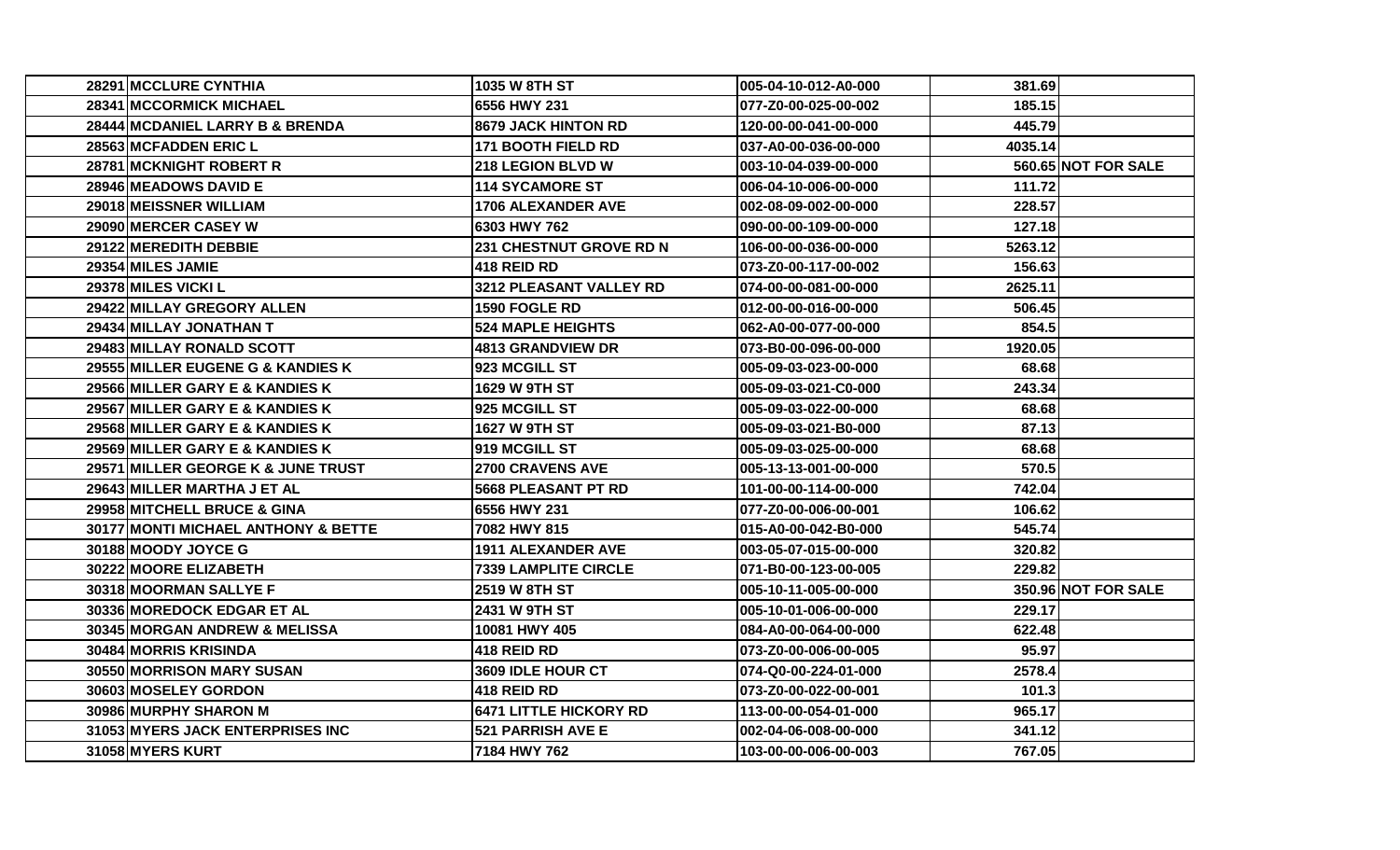| | | | | |
|---|---|---|---|---|
| 28291 MCCLURE CYNTHIA | 1035 W 8TH ST | 005-04-10-012-A0-000 | 381.69 | |
| 28341 MCCORMICK MICHAEL | 6556 HWY 231 | 077-Z0-00-025-00-002 | 185.15 | |
| 28444 MCDANIEL LARRY B & BRENDA | 8679 JACK HINTON RD | 120-00-00-041-00-000 | 445.79 | |
| 28563 MCFADDEN ERIC L | 171 BOOTH FIELD RD | 037-A0-00-036-00-000 | 4035.14 | |
| 28781 MCKNIGHT ROBERT R | 218 LEGION BLVD W | 003-10-04-039-00-000 | 560.65 | NOT FOR SALE |
| 28946 MEADOWS DAVID E | 114 SYCAMORE ST | 006-04-10-006-00-000 | 111.72 | |
| 29018 MEISSNER WILLIAM | 1706 ALEXANDER AVE | 002-08-09-002-00-000 | 228.57 | |
| 29090 MERCER CASEY W | 6303 HWY 762 | 090-00-00-109-00-000 | 127.18 | |
| 29122 MEREDITH DEBBIE | 231 CHESTNUT GROVE RD N | 106-00-00-036-00-000 | 5263.12 | |
| 29354 MILES JAMIE | 418 REID RD | 073-Z0-00-117-00-002 | 156.63 | |
| 29378 MILES VICKI L | 3212 PLEASANT VALLEY RD | 074-00-00-081-00-000 | 2625.11 | |
| 29422 MILLAY GREGORY ALLEN | 1590 FOGLE RD | 012-00-00-016-00-000 | 506.45 | |
| 29434 MILLAY JONATHAN T | 524 MAPLE HEIGHTS | 062-A0-00-077-00-000 | 854.5 | |
| 29483 MILLAY RONALD SCOTT | 4813 GRANDVIEW DR | 073-B0-00-096-00-000 | 1920.05 | |
| 29555 MILLER EUGENE G & KANDIES K | 923 MCGILL ST | 005-09-03-023-00-000 | 68.68 | |
| 29566 MILLER GARY E & KANDIES K | 1629 W 9TH ST | 005-09-03-021-C0-000 | 243.34 | |
| 29567 MILLER GARY E & KANDIES K | 925 MCGILL ST | 005-09-03-022-00-000 | 68.68 | |
| 29568 MILLER GARY E & KANDIES K | 1627 W 9TH ST | 005-09-03-021-B0-000 | 87.13 | |
| 29569 MILLER GARY E & KANDIES K | 919 MCGILL ST | 005-09-03-025-00-000 | 68.68 | |
| 29571 MILLER GEORGE K & JUNE TRUST | 2700 CRAVENS AVE | 005-13-13-001-00-000 | 570.5 | |
| 29643 MILLER MARTHA J ET AL | 5668 PLEASANT PT RD | 101-00-00-114-00-000 | 742.04 | |
| 29958 MITCHELL BRUCE & GINA | 6556 HWY 231 | 077-Z0-00-006-00-001 | 106.62 | |
| 30177 MONTI MICHAEL ANTHONY & BETTE | 7082 HWY 815 | 015-A0-00-042-B0-000 | 545.74 | |
| 30188 MOODY JOYCE G | 1911 ALEXANDER AVE | 003-05-07-015-00-000 | 320.82 | |
| 30222 MOORE ELIZABETH | 7339 LAMPLITE CIRCLE | 071-B0-00-123-00-005 | 229.82 | |
| 30318 MOORMAN SALLYE F | 2519 W 8TH ST | 005-10-11-005-00-000 | 350.96 | NOT FOR SALE |
| 30336 MOREDOCK EDGAR ET AL | 2431 W 9TH ST | 005-10-01-006-00-000 | 229.17 | |
| 30345 MORGAN ANDREW & MELISSA | 10081 HWY 405 | 084-A0-00-064-00-000 | 622.48 | |
| 30484 MORRIS KRISINDA | 418 REID RD | 073-Z0-00-006-00-005 | 95.97 | |
| 30550 MORRISON MARY SUSAN | 3609 IDLE HOUR CT | 074-Q0-00-224-01-000 | 2578.4 | |
| 30603 MOSELEY GORDON | 418 REID RD | 073-Z0-00-022-00-001 | 101.3 | |
| 30986 MURPHY SHARON M | 6471 LITTLE HICKORY RD | 113-00-00-054-01-000 | 965.17 | |
| 31053 MYERS JACK ENTERPRISES INC | 521 PARRISH AVE E | 002-04-06-008-00-000 | 341.12 | |
| 31058 MYERS KURT | 7184 HWY 762 | 103-00-00-006-00-003 | 767.05 | |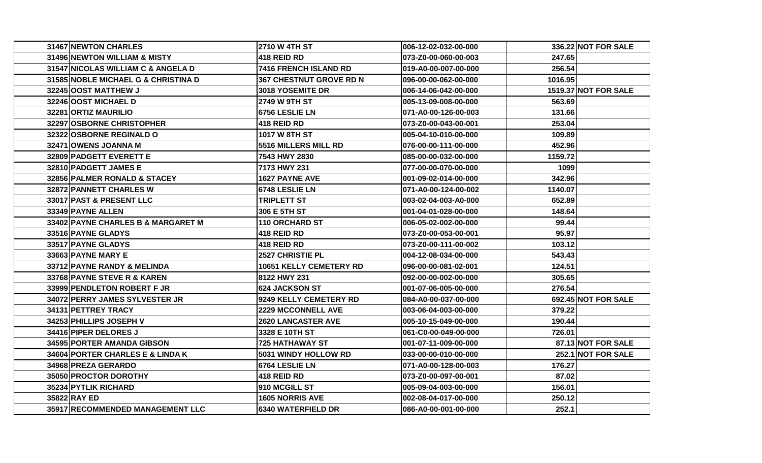| | | | | |
|---|---|---|---|---|
| 31467 NEWTON CHARLES | 2710 W 4TH ST | 006-12-02-032-00-000 | 336.22 | NOT FOR SALE |
| 31496 NEWTON WILLIAM & MISTY | 418 REID RD | 073-Z0-00-060-00-003 | 247.65 | |
| 31547 NICOLAS WILLIAM C & ANGELA D | 7416 FRENCH ISLAND RD | 019-A0-00-007-00-000 | 256.54 | |
| 31585 NOBLE MICHAEL G & CHRISTINA D | 367 CHESTNUT GROVE RD N | 096-00-00-062-00-000 | 1016.95 | |
| 32245 OOST MATTHEW J | 3018 YOSEMITE DR | 006-14-06-042-00-000 | 1519.37 | NOT FOR SALE |
| 32246 OOST MICHAEL D | 2749 W 9TH ST | 005-13-09-008-00-000 | 563.69 | |
| 32281 ORTIZ MAURILIO | 6756 LESLIE LN | 071-A0-00-126-00-003 | 131.66 | |
| 32297 OSBORNE CHRISTOPHER | 418 REID RD | 073-Z0-00-043-00-001 | 253.04 | |
| 32322 OSBORNE REGINALD O | 1017 W 8TH ST | 005-04-10-010-00-000 | 109.89 | |
| 32471 OWENS JOANNA M | 5516 MILLERS MILL RD | 076-00-00-111-00-000 | 452.96 | |
| 32809 PADGETT EVERETT E | 7543 HWY 2830 | 085-00-00-032-00-000 | 1159.72 | |
| 32810 PADGETT JAMES E | 7173 HWY 231 | 077-00-00-070-00-000 | 1099 | |
| 32856 PALMER RONALD & STACEY | 1627 PAYNE AVE | 001-09-02-014-00-000 | 342.96 | |
| 32872 PANNETT CHARLES W | 6748 LESLIE LN | 071-A0-00-124-00-002 | 1140.07 | |
| 33017 PAST & PRESENT LLC | TRIPLETT ST | 003-02-04-003-A0-000 | 652.89 | |
| 33349 PAYNE ALLEN | 306 E 5TH ST | 001-04-01-028-00-000 | 148.64 | |
| 33402 PAYNE CHARLES B & MARGARET M | 110 ORCHARD ST | 006-05-02-002-00-000 | 99.44 | |
| 33516 PAYNE GLADYS | 418 REID RD | 073-Z0-00-053-00-001 | 95.97 | |
| 33517 PAYNE GLADYS | 418 REID RD | 073-Z0-00-111-00-002 | 103.12 | |
| 33663 PAYNE MARY E | 2527 CHRISTIE PL | 004-12-08-034-00-000 | 543.43 | |
| 33712 PAYNE RANDY & MELINDA | 10651 KELLY CEMETERY RD | 096-00-00-081-02-001 | 124.51 | |
| 33768 PAYNE STEVE R & KAREN | 8122 HWY 231 | 092-00-00-002-00-000 | 305.65 | |
| 33999 PENDLETON ROBERT F JR | 624 JACKSON ST | 001-07-06-005-00-000 | 276.54 | |
| 34072 PERRY JAMES SYLVESTER JR | 9249 KELLY CEMETERY RD | 084-A0-00-037-00-000 | 692.45 | NOT FOR SALE |
| 34131 PETTREY TRACY | 2229 MCCONNELL AVE | 003-06-04-003-00-000 | 379.22 | |
| 34253 PHILLIPS JOSEPH V | 2620 LANCASTER AVE | 005-10-15-049-00-000 | 190.44 | |
| 34416 PIPER DELORES J | 3328 E 10TH ST | 061-C0-00-049-00-000 | 726.01 | |
| 34595 PORTER AMANDA GIBSON | 725 HATHAWAY ST | 001-07-11-009-00-000 | 87.13 | NOT FOR SALE |
| 34604 PORTER CHARLES E & LINDA K | 5031 WINDY HOLLOW RD | 033-00-00-010-00-000 | 252.1 | NOT FOR SALE |
| 34968 PREZA GERARDO | 6764 LESLIE LN | 071-A0-00-128-00-003 | 176.27 | |
| 35050 PROCTOR DOROTHY | 418 REID RD | 073-Z0-00-097-00-001 | 87.02 | |
| 35234 PYTLIK RICHARD | 910 MCGILL ST | 005-09-04-003-00-000 | 156.01 | |
| 35822 RAY ED | 1605 NORRIS AVE | 002-08-04-017-00-000 | 250.12 | |
| 35917 RECOMMENDED MANAGEMENT LLC | 6340 WATERFIELD DR | 086-A0-00-001-00-000 | 252.1 | |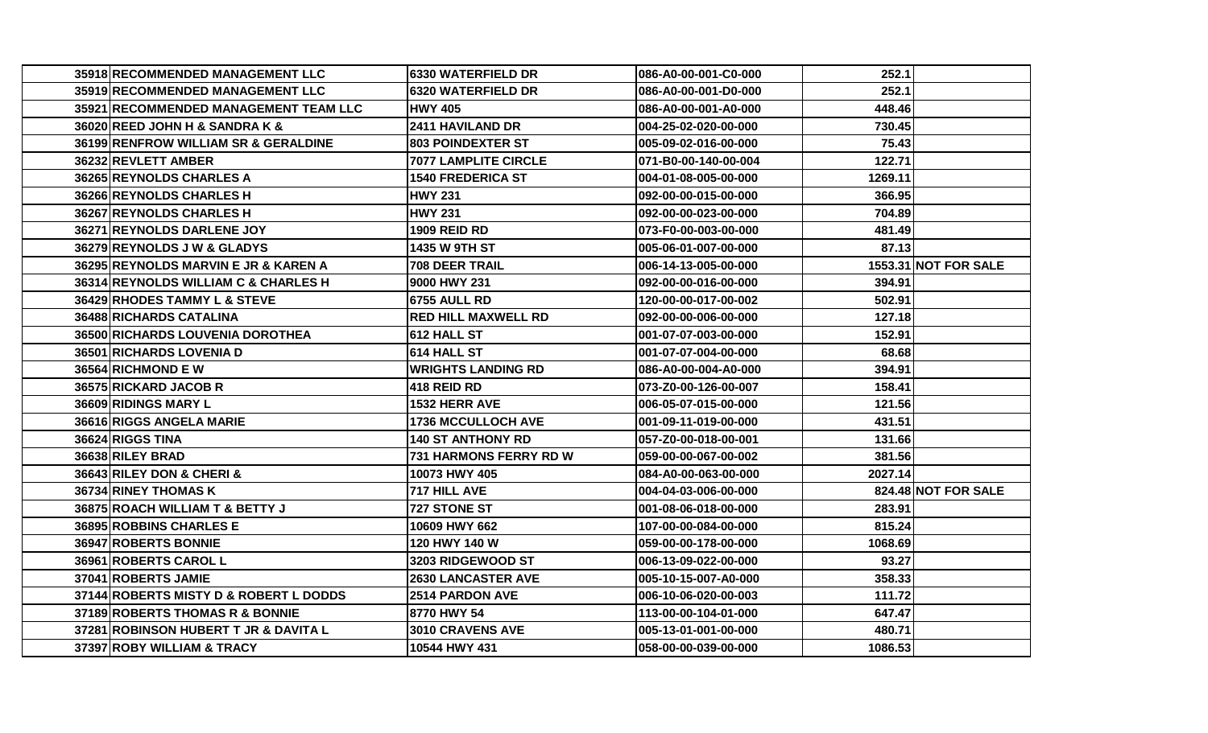| | | | | |
|---|---|---|---|---|
| 35918 | RECOMMENDED MANAGEMENT LLC | 6330 WATERFIELD DR | 086-A0-00-001-C0-000 | 252.1 | |
| 35919 | RECOMMENDED MANAGEMENT LLC | 6320 WATERFIELD DR | 086-A0-00-001-D0-000 | 252.1 | |
| 35921 | RECOMMENDED MANAGEMENT TEAM LLC | HWY 405 | 086-A0-00-001-A0-000 | 448.46 | |
| 36020 | REED JOHN H & SANDRA K & | 2411 HAVILAND DR | 004-25-02-020-00-000 | 730.45 | |
| 36199 | RENFROW WILLIAM SR & GERALDINE | 803 POINDEXTER ST | 005-09-02-016-00-000 | 75.43 | |
| 36232 | REVLETT AMBER | 7077 LAMPLITE CIRCLE | 071-B0-00-140-00-004 | 122.71 | |
| 36265 | REYNOLDS CHARLES A | 1540 FREDERICA ST | 004-01-08-005-00-000 | 1269.11 | |
| 36266 | REYNOLDS CHARLES H | HWY 231 | 092-00-00-015-00-000 | 366.95 | |
| 36267 | REYNOLDS CHARLES H | HWY 231 | 092-00-00-023-00-000 | 704.89 | |
| 36271 | REYNOLDS DARLENE JOY | 1909 REID RD | 073-F0-00-003-00-000 | 481.49 | |
| 36279 | REYNOLDS J W & GLADYS | 1435 W 9TH ST | 005-06-01-007-00-000 | 87.13 | |
| 36295 | REYNOLDS MARVIN E JR & KAREN A | 708 DEER TRAIL | 006-14-13-005-00-000 | 1553.31 | NOT FOR SALE |
| 36314 | REYNOLDS WILLIAM C & CHARLES H | 9000 HWY 231 | 092-00-00-016-00-000 | 394.91 | |
| 36429 | RHODES TAMMY L & STEVE | 6755 AULL RD | 120-00-00-017-00-002 | 502.91 | |
| 36488 | RICHARDS CATALINA | RED HILL MAXWELL RD | 092-00-00-006-00-000 | 127.18 | |
| 36500 | RICHARDS LOUVENIA DOROTHEA | 612 HALL ST | 001-07-07-003-00-000 | 152.91 | |
| 36501 | RICHARDS LOVENIA D | 614 HALL ST | 001-07-07-004-00-000 | 68.68 | |
| 36564 | RICHMOND E W | WRIGHTS LANDING RD | 086-A0-00-004-A0-000 | 394.91 | |
| 36575 | RICKARD JACOB R | 418 REID RD | 073-Z0-00-126-00-007 | 158.41 | |
| 36609 | RIDINGS MARY L | 1532 HERR AVE | 006-05-07-015-00-000 | 121.56 | |
| 36616 | RIGGS ANGELA MARIE | 1736 MCCULLOCH AVE | 001-09-11-019-00-000 | 431.51 | |
| 36624 | RIGGS TINA | 140 ST ANTHONY RD | 057-Z0-00-018-00-001 | 131.66 | |
| 36638 | RILEY BRAD | 731 HARMONS FERRY RD W | 059-00-00-067-00-002 | 381.56 | |
| 36643 | RILEY DON & CHERI & | 10073 HWY 405 | 084-A0-00-063-00-000 | 2027.14 | |
| 36734 | RINEY THOMAS K | 717 HILL AVE | 004-04-03-006-00-000 | 824.48 | NOT FOR SALE |
| 36875 | ROACH WILLIAM T & BETTY J | 727 STONE ST | 001-08-06-018-00-000 | 283.91 | |
| 36895 | ROBBINS CHARLES E | 10609 HWY 662 | 107-00-00-084-00-000 | 815.24 | |
| 36947 | ROBERTS BONNIE | 120 HWY 140 W | 059-00-00-178-00-000 | 1068.69 | |
| 36961 | ROBERTS CAROL L | 3203 RIDGEWOOD ST | 006-13-09-022-00-000 | 93.27 | |
| 37041 | ROBERTS JAMIE | 2630 LANCASTER AVE | 005-10-15-007-A0-000 | 358.33 | |
| 37144 | ROBERTS MISTY D & ROBERT L DODDS | 2514 PARDON AVE | 006-10-06-020-00-003 | 111.72 | |
| 37189 | ROBERTS THOMAS R & BONNIE | 8770 HWY 54 | 113-00-00-104-01-000 | 647.47 | |
| 37281 | ROBINSON HUBERT T JR & DAVITA L | 3010 CRAVENS AVE | 005-13-01-001-00-000 | 480.71 | |
| 37397 | ROBY WILLIAM & TRACY | 10544 HWY 431 | 058-00-00-039-00-000 | 1086.53 | |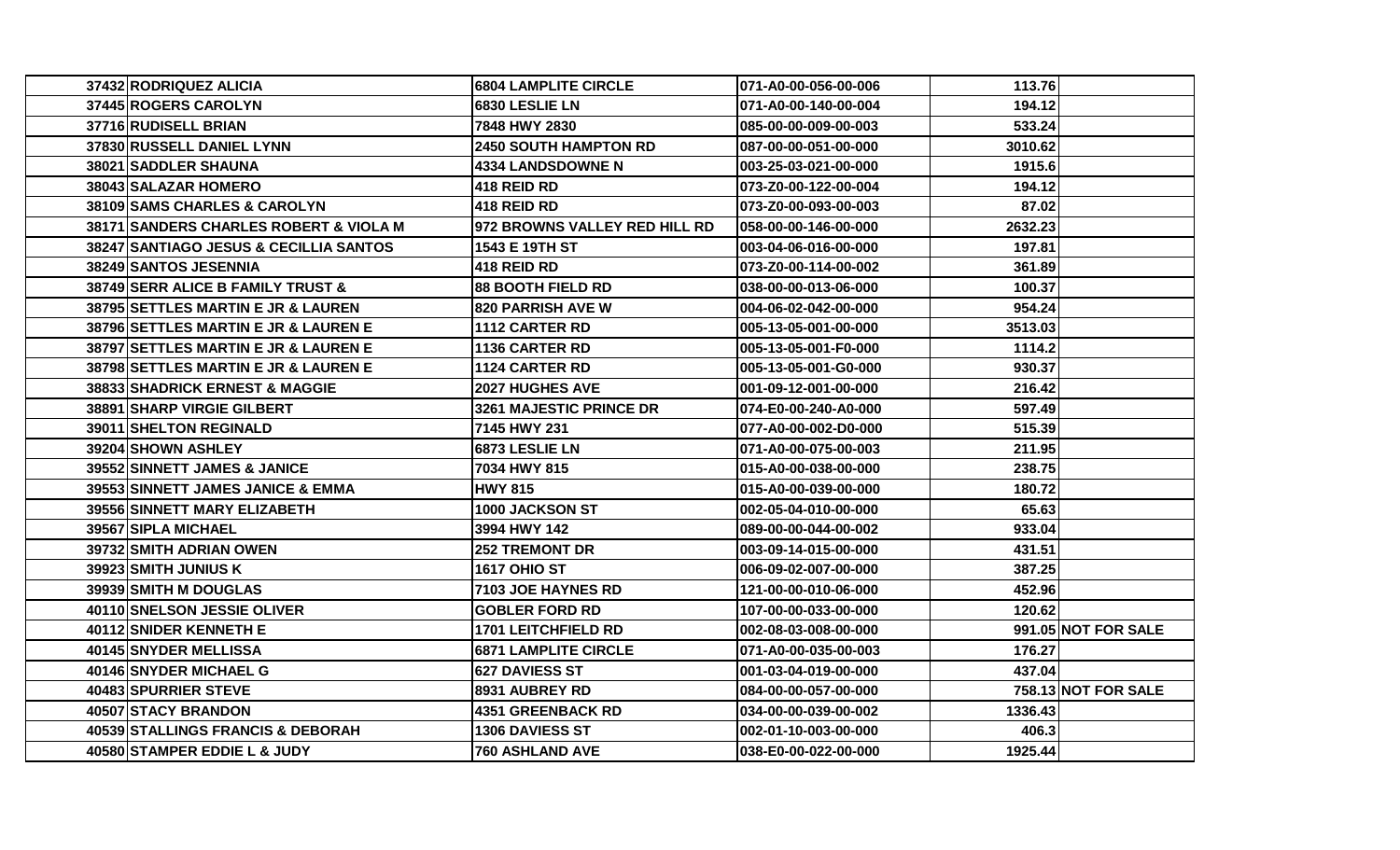| | | | | | |
|---|---|---|---|---|---|
| 37432 | RODRIQUEZ ALICIA | 6804 LAMPLITE CIRCLE | 071-A0-00-056-00-006 | 113.76 | |
| 37445 | ROGERS CAROLYN | 6830 LESLIE LN | 071-A0-00-140-00-004 | 194.12 | |
| 37716 | RUDISELL BRIAN | 7848 HWY 2830 | 085-00-00-009-00-003 | 533.24 | |
| 37830 | RUSSELL DANIEL LYNN | 2450 SOUTH HAMPTON RD | 087-00-00-051-00-000 | 3010.62 | |
| 38021 | SADDLER SHAUNA | 4334 LANDSDOWNE N | 003-25-03-021-00-000 | 1915.6 | |
| 38043 | SALAZAR HOMERO | 418 REID RD | 073-Z0-00-122-00-004 | 194.12 | |
| 38109 | SAMS CHARLES & CAROLYN | 418 REID RD | 073-Z0-00-093-00-003 | 87.02 | |
| 38171 | SANDERS CHARLES ROBERT & VIOLA M | 972 BROWNS VALLEY RED HILL RD | 058-00-00-146-00-000 | 2632.23 | |
| 38247 | SANTIAGO JESUS & CECILLIA SANTOS | 1543 E 19TH ST | 003-04-06-016-00-000 | 197.81 | |
| 38249 | SANTOS JESENNIA | 418 REID RD | 073-Z0-00-114-00-002 | 361.89 | |
| 38749 | SERR ALICE B FAMILY TRUST & | 88 BOOTH FIELD RD | 038-00-00-013-06-000 | 100.37 | |
| 38795 | SETTLES MARTIN E JR & LAUREN | 820 PARRISH AVE W | 004-06-02-042-00-000 | 954.24 | |
| 38796 | SETTLES MARTIN E JR & LAUREN E | 1112 CARTER RD | 005-13-05-001-00-000 | 3513.03 | |
| 38797 | SETTLES MARTIN E JR & LAUREN E | 1136 CARTER RD | 005-13-05-001-F0-000 | 1114.2 | |
| 38798 | SETTLES MARTIN E JR & LAUREN E | 1124 CARTER RD | 005-13-05-001-G0-000 | 930.37 | |
| 38833 | SHADRICK ERNEST & MAGGIE | 2027 HUGHES AVE | 001-09-12-001-00-000 | 216.42 | |
| 38891 | SHARP VIRGIE GILBERT | 3261 MAJESTIC PRINCE DR | 074-E0-00-240-A0-000 | 597.49 | |
| 39011 | SHELTON REGINALD | 7145 HWY 231 | 077-A0-00-002-D0-000 | 515.39 | |
| 39204 | SHOWN ASHLEY | 6873 LESLIE LN | 071-A0-00-075-00-003 | 211.95 | |
| 39552 | SINNETT JAMES & JANICE | 7034 HWY 815 | 015-A0-00-038-00-000 | 238.75 | |
| 39553 | SINNETT JAMES JANICE & EMMA | HWY 815 | 015-A0-00-039-00-000 | 180.72 | |
| 39556 | SINNETT MARY ELIZABETH | 1000 JACKSON ST | 002-05-04-010-00-000 | 65.63 | |
| 39567 | SIPLA MICHAEL | 3994 HWY 142 | 089-00-00-044-00-002 | 933.04 | |
| 39732 | SMITH ADRIAN OWEN | 252 TREMONT DR | 003-09-14-015-00-000 | 431.51 | |
| 39923 | SMITH JUNIUS K | 1617 OHIO ST | 006-09-02-007-00-000 | 387.25 | |
| 39939 | SMITH M DOUGLAS | 7103 JOE HAYNES RD | 121-00-00-010-06-000 | 452.96 | |
| 40110 | SNELSON JESSIE OLIVER | GOBLER FORD RD | 107-00-00-033-00-000 | 120.62 | |
| 40112 | SNIDER KENNETH E | 1701 LEITCHFIELD RD | 002-08-03-008-00-000 | 991.05 | NOT FOR SALE |
| 40145 | SNYDER MELLISSA | 6871 LAMPLITE CIRCLE | 071-A0-00-035-00-003 | 176.27 | |
| 40146 | SNYDER MICHAEL G | 627 DAVIESS ST | 001-03-04-019-00-000 | 437.04 | |
| 40483 | SPURRIER STEVE | 8931 AUBREY RD | 084-00-00-057-00-000 | 758.13 | NOT FOR SALE |
| 40507 | STACY BRANDON | 4351 GREENBACK RD | 034-00-00-039-00-002 | 1336.43 | |
| 40539 | STALLINGS FRANCIS & DEBORAH | 1306 DAVIESS ST | 002-01-10-003-00-000 | 406.3 | |
| 40580 | STAMPER EDDIE L & JUDY | 760 ASHLAND AVE | 038-E0-00-022-00-000 | 1925.44 | |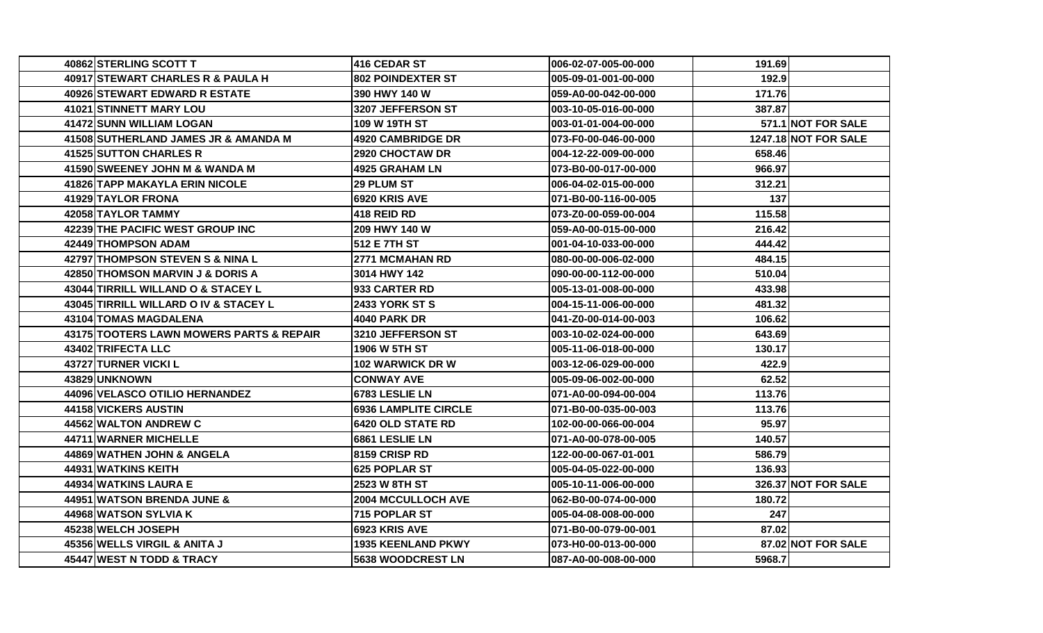| | | | | | |
|---|---|---|---|---|---|
| 40862 | STERLING SCOTT T | 416 CEDAR ST | 006-02-07-005-00-000 | 191.69 | |
| 40917 | STEWART CHARLES R & PAULA H | 802 POINDEXTER ST | 005-09-01-001-00-000 | 192.9 | |
| 40926 | STEWART EDWARD R ESTATE | 390 HWY 140 W | 059-A0-00-042-00-000 | 171.76 | |
| 41021 | STINNETT MARY LOU | 3207 JEFFERSON ST | 003-10-05-016-00-000 | 387.87 | |
| 41472 | SUNN WILLIAM LOGAN | 109 W 19TH ST | 003-01-01-004-00-000 | 571.1 | NOT FOR SALE |
| 41508 | SUTHERLAND JAMES JR & AMANDA M | 4920 CAMBRIDGE DR | 073-F0-00-046-00-000 | 1247.18 | NOT FOR SALE |
| 41525 | SUTTON CHARLES R | 2920 CHOCTAW DR | 004-12-22-009-00-000 | 658.46 | |
| 41590 | SWEENEY JOHN M & WANDA M | 4925 GRAHAM LN | 073-B0-00-017-00-000 | 966.97 | |
| 41826 | TAPP MAKAYLA ERIN NICOLE | 29 PLUM ST | 006-04-02-015-00-000 | 312.21 | |
| 41929 | TAYLOR FRONA | 6920 KRIS AVE | 071-B0-00-116-00-005 | 137 | |
| 42058 | TAYLOR TAMMY | 418 REID RD | 073-Z0-00-059-00-004 | 115.58 | |
| 42239 | THE PACIFIC WEST GROUP INC | 209 HWY 140 W | 059-A0-00-015-00-000 | 216.42 | |
| 42449 | THOMPSON ADAM | 512 E 7TH ST | 001-04-10-033-00-000 | 444.42 | |
| 42797 | THOMPSON STEVEN S & NINA L | 2771 MCMAHAN RD | 080-00-00-006-02-000 | 484.15 | |
| 42850 | THOMSON MARVIN J & DORIS A | 3014 HWY 142 | 090-00-00-112-00-000 | 510.04 | |
| 43044 | TIRRILL WILLAND O & STACEY L | 933 CARTER RD | 005-13-01-008-00-000 | 433.98 | |
| 43045 | TIRRILL WILLARD O IV & STACEY L | 2433 YORK ST S | 004-15-11-006-00-000 | 481.32 | |
| 43104 | TOMAS MAGDALENA | 4040 PARK DR | 041-Z0-00-014-00-003 | 106.62 | |
| 43175 | TOOTERS LAWN MOWERS PARTS & REPAIR | 3210 JEFFERSON ST | 003-10-02-024-00-000 | 643.69 | |
| 43402 | TRIFECTA LLC | 1906 W 5TH ST | 005-11-06-018-00-000 | 130.17 | |
| 43727 | TURNER VICKI L | 102 WARWICK DR W | 003-12-06-029-00-000 | 422.9 | |
| 43829 | UNKNOWN | CONWAY AVE | 005-09-06-002-00-000 | 62.52 | |
| 44096 | VELASCO OTILIO HERNANDEZ | 6783 LESLIE LN | 071-A0-00-094-00-004 | 113.76 | |
| 44158 | VICKERS AUSTIN | 6936 LAMPLITE CIRCLE | 071-B0-00-035-00-003 | 113.76 | |
| 44562 | WALTON ANDREW C | 6420 OLD STATE RD | 102-00-00-066-00-004 | 95.97 | |
| 44711 | WARNER MICHELLE | 6861 LESLIE LN | 071-A0-00-078-00-005 | 140.57 | |
| 44869 | WATHEN JOHN & ANGELA | 8159 CRISP RD | 122-00-00-067-01-001 | 586.79 | |
| 44931 | WATKINS KEITH | 625 POPLAR ST | 005-04-05-022-00-000 | 136.93 | |
| 44934 | WATKINS LAURA E | 2523 W 8TH ST | 005-10-11-006-00-000 | 326.37 | NOT FOR SALE |
| 44951 | WATSON BRENDA JUNE & | 2004 MCCULLOCH AVE | 062-B0-00-074-00-000 | 180.72 | |
| 44968 | WATSON SYLVIA K | 715 POPLAR ST | 005-04-08-008-00-000 | 247 | |
| 45238 | WELCH JOSEPH | 6923 KRIS AVE | 071-B0-00-079-00-001 | 87.02 | |
| 45356 | WELLS VIRGIL & ANITA J | 1935 KEENLAND PKWY | 073-H0-00-013-00-000 | 87.02 | NOT FOR SALE |
| 45447 | WEST N TODD & TRACY | 5638 WOODCREST LN | 087-A0-00-008-00-000 | 5968.7 | |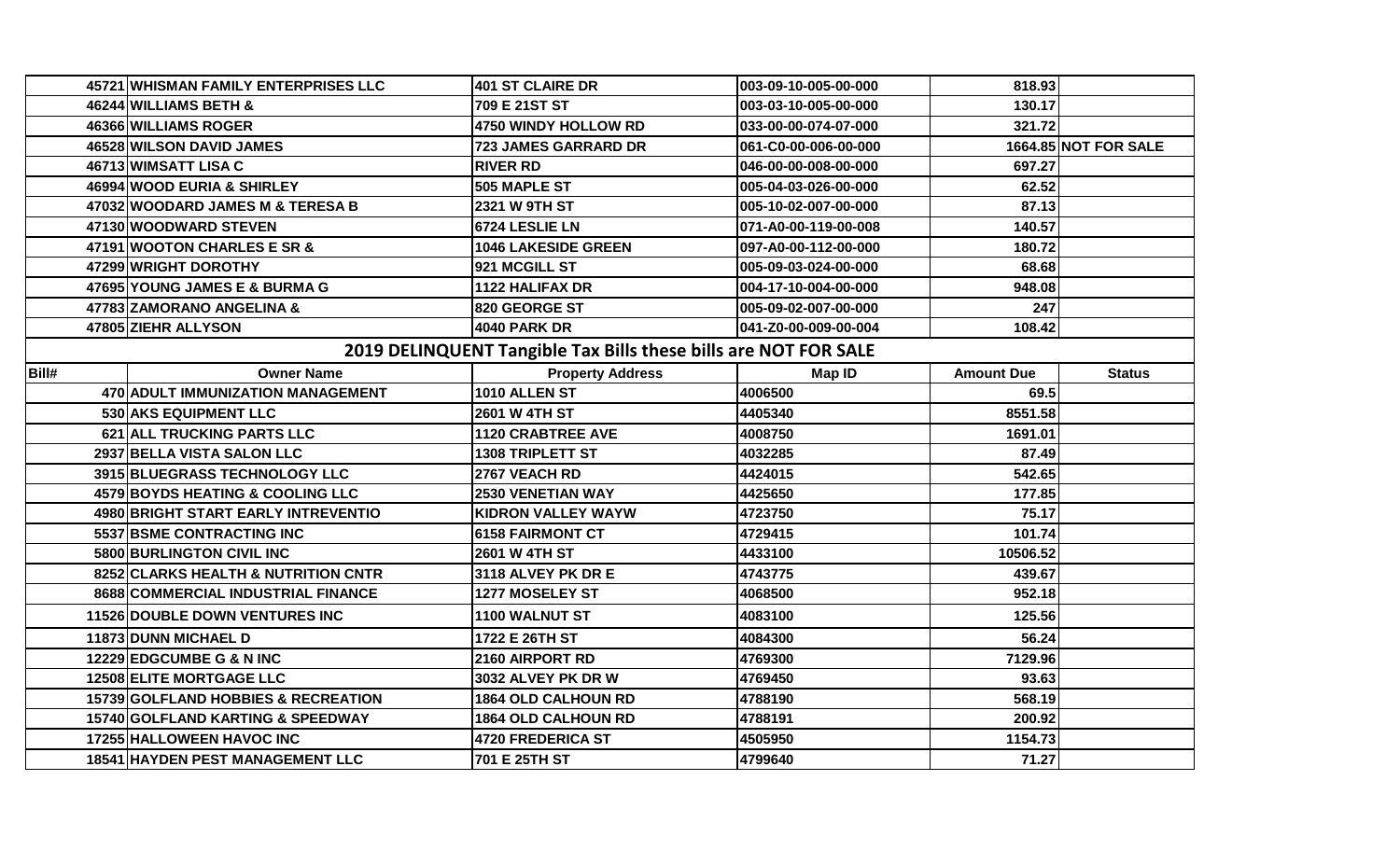| | | | | | |
|---|---|---|---|---|---|
| 45721 | WHISMAN FAMILY ENTERPRISES LLC | 401 ST CLAIRE DR | 003-09-10-005-00-000 | 818.93 | |
| 46244 | WILLIAMS BETH & | 709 E 21ST ST | 003-03-10-005-00-000 | 130.17 | |
| 46366 | WILLIAMS ROGER | 4750 WINDY HOLLOW RD | 033-00-00-074-07-000 | 321.72 | |
| 46528 | WILSON DAVID JAMES | 723 JAMES GARRARD DR | 061-C0-00-006-00-000 | 1664.85 | NOT FOR SALE |
| 46713 | WIMSATT LISA C | RIVER RD | 046-00-00-008-00-000 | 697.27 | |
| 46994 | WOOD EURIA & SHIRLEY | 505 MAPLE ST | 005-04-03-026-00-000 | 62.52 | |
| 47032 | WOODARD JAMES M & TERESA B | 2321 W 9TH ST | 005-10-02-007-00-000 | 87.13 | |
| 47130 | WOODWARD STEVEN | 6724 LESLIE LN | 071-A0-00-119-00-008 | 140.57 | |
| 47191 | WOOTON CHARLES E SR & | 1046 LAKESIDE GREEN | 097-A0-00-112-00-000 | 180.72 | |
| 47299 | WRIGHT DOROTHY | 921 MCGILL ST | 005-09-03-024-00-000 | 68.68 | |
| 47695 | YOUNG JAMES E & BURMA G | 1122 HALIFAX DR | 004-17-10-004-00-000 | 948.08 | |
| 47783 | ZAMORANO ANGELINA & | 820 GEORGE ST | 005-09-02-007-00-000 | 247 | |
| 47805 | ZIEHR ALLYSON | 4040 PARK DR | 041-Z0-00-009-00-004 | 108.42 | |

## 2019 DELINQUENT Tangible Tax Bills these bills are NOT FOR SALE

| Bill# | Owner Name | Property Address | Map ID | Amount Due | Status |
|---|---|---|---|---|---|
| 470 | ADULT IMMUNIZATION MANAGEMENT | 1010 ALLEN ST | 4006500 | 69.5 | |
| 530 | AKS EQUIPMENT LLC | 2601 W 4TH ST | 4405340 | 8551.58 | |
| 621 | ALL TRUCKING PARTS LLC | 1120 CRABTREE AVE | 4008750 | 1691.01 | |
| 2937 | BELLA VISTA SALON LLC | 1308 TRIPLETT ST | 4032285 | 87.49 | |
| 3915 | BLUEGRASS TECHNOLOGY LLC | 2767 VEACH RD | 4424015 | 542.65 | |
| 4579 | BOYDS HEATING & COOLING LLC | 2530 VENETIAN WAY | 4425650 | 177.85 | |
| 4980 | BRIGHT START EARLY INTREVENTIO | KIDRON VALLEY WAYW | 4723750 | 75.17 | |
| 5537 | BSME CONTRACTING INC | 6158 FAIRMONT CT | 4729415 | 101.74 | |
| 5800 | BURLINGTON CIVIL INC | 2601 W 4TH ST | 4433100 | 10506.52 | |
| 8252 | CLARKS HEALTH & NUTRITION CNTR | 3118 ALVEY PK DR E | 4743775 | 439.67 | |
| 8688 | COMMERCIAL INDUSTRIAL FINANCE | 1277 MOSELEY ST | 4068500 | 952.18 | |
| 11526 | DOUBLE DOWN VENTURES INC | 1100 WALNUT ST | 4083100 | 125.56 | |
| 11873 | DUNN MICHAEL D | 1722 E 26TH ST | 4084300 | 56.24 | |
| 12229 | EDGCUMBE G & N INC | 2160 AIRPORT RD | 4769300 | 7129.96 | |
| 12508 | ELITE MORTGAGE LLC | 3032 ALVEY PK DR W | 4769450 | 93.63 | |
| 15739 | GOLFLAND HOBBIES & RECREATION | 1864 OLD CALHOUN RD | 4788190 | 568.19 | |
| 15740 | GOLFLAND KARTING & SPEEDWAY | 1864 OLD CALHOUN RD | 4788191 | 200.92 | |
| 17255 | HALLOWEEN HAVOC INC | 4720 FREDERICA ST | 4505950 | 1154.73 | |
| 18541 | HAYDEN PEST MANAGEMENT LLC | 701 E 25TH ST | 4799640 | 71.27 | |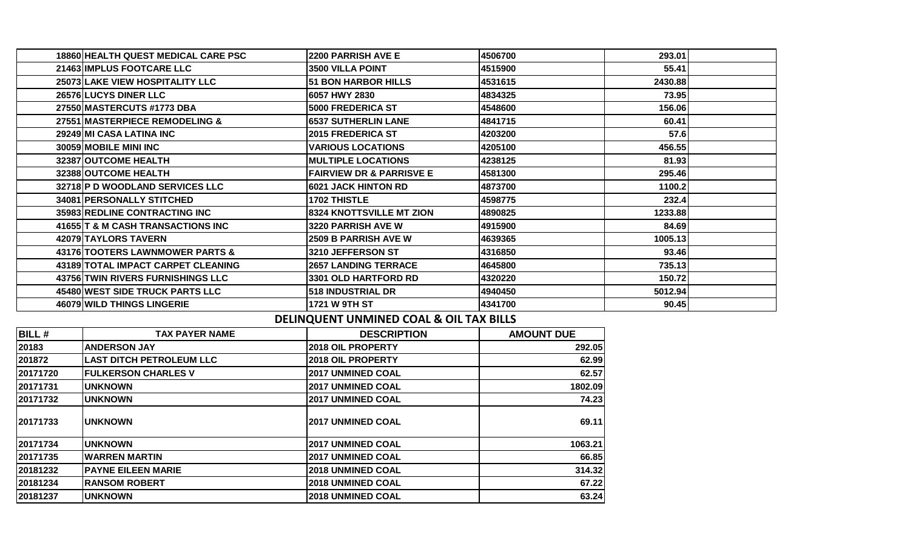| | | | | |
|---|---|---|---|---|
| 18860 | HEALTH QUEST MEDICAL CARE PSC | 2200 PARRISH AVE E | 4506700 | 293.01 |
| 21463 | IMPLUS FOOTCARE LLC | 3500 VILLA POINT | 4515900 | 55.41 |
| 25073 | LAKE VIEW HOSPITALITY LLC | 51 BON HARBOR HILLS | 4531615 | 2430.88 |
| 26576 | LUCYS DINER LLC | 6057 HWY 2830 | 4834325 | 73.95 |
| 27550 | MASTERCUTS #1773 DBA | 5000 FREDERICA ST | 4548600 | 156.06 |
| 27551 | MASTERPIECE REMODELING & | 6537 SUTHERLIN LANE | 4841715 | 60.41 |
| 29249 | MI CASA LATINA INC | 2015 FREDERICA ST | 4203200 | 57.6 |
| 30059 | MOBILE MINI INC | VARIOUS LOCATIONS | 4205100 | 456.55 |
| 32387 | OUTCOME HEALTH | MULTIPLE LOCATIONS | 4238125 | 81.93 |
| 32388 | OUTCOME HEALTH | FAIRVIEW DR & PARRISVE E | 4581300 | 295.46 |
| 32718 | P D WOODLAND SERVICES LLC | 6021 JACK HINTON RD | 4873700 | 1100.2 |
| 34081 | PERSONALLY STITCHED | 1702 THISTLE | 4598775 | 232.4 |
| 35983 | REDLINE CONTRACTING INC | 8324 KNOTTSVILLE MT ZION | 4890825 | 1233.88 |
| 41655 | T & M CASH TRANSACTIONS INC | 3220 PARRISH AVE W | 4915900 | 84.69 |
| 42079 | TAYLORS TAVERN | 2509 B PARRISH AVE W | 4639365 | 1005.13 |
| 43176 | TOOTERS LAWNMOWER PARTS & | 3210 JEFFERSON ST | 4316850 | 93.46 |
| 43189 | TOTAL IMPACT CARPET CLEANING | 2657 LANDING TERRACE | 4645800 | 735.13 |
| 43756 | TWIN RIVERS FURNISHINGS LLC | 3301 OLD HARTFORD RD | 4320220 | 150.72 |
| 45480 | WEST SIDE TRUCK PARTS LLC | 518 INDUSTRIAL DR | 4940450 | 5012.94 |
| 46079 | WILD THINGS LINGERIE | 1721 W 9TH ST | 4341700 | 90.45 |

## DELINQUENT UNMINED COAL & OIL TAX BILLS

| BILL # | TAX PAYER NAME | DESCRIPTION | AMOUNT DUE |
|---|---|---|---|
| 20183 | ANDERSON JAY | 2018 OIL PROPERTY | 292.05 |
| 201872 | LAST DITCH PETROLEUM LLC | 2018 OIL PROPERTY | 62.99 |
| 20171720 | FULKERSON CHARLES V | 2017 UNMINED COAL | 62.57 |
| 20171731 | UNKNOWN | 2017 UNMINED COAL | 1802.09 |
| 20171732 | UNKNOWN | 2017 UNMINED COAL | 74.23 |
| 20171733 | UNKNOWN | 2017 UNMINED COAL | 69.11 |
| 20171734 | UNKNOWN | 2017 UNMINED COAL | 1063.21 |
| 20171735 | WARREN MARTIN | 2017 UNMINED COAL | 66.85 |
| 20181232 | PAYNE EILEEN MARIE | 2018 UNMINED COAL | 314.32 |
| 20181234 | RANSOM ROBERT | 2018 UNMINED COAL | 67.22 |
| 20181237 | UNKNOWN | 2018 UNMINED COAL | 63.24 |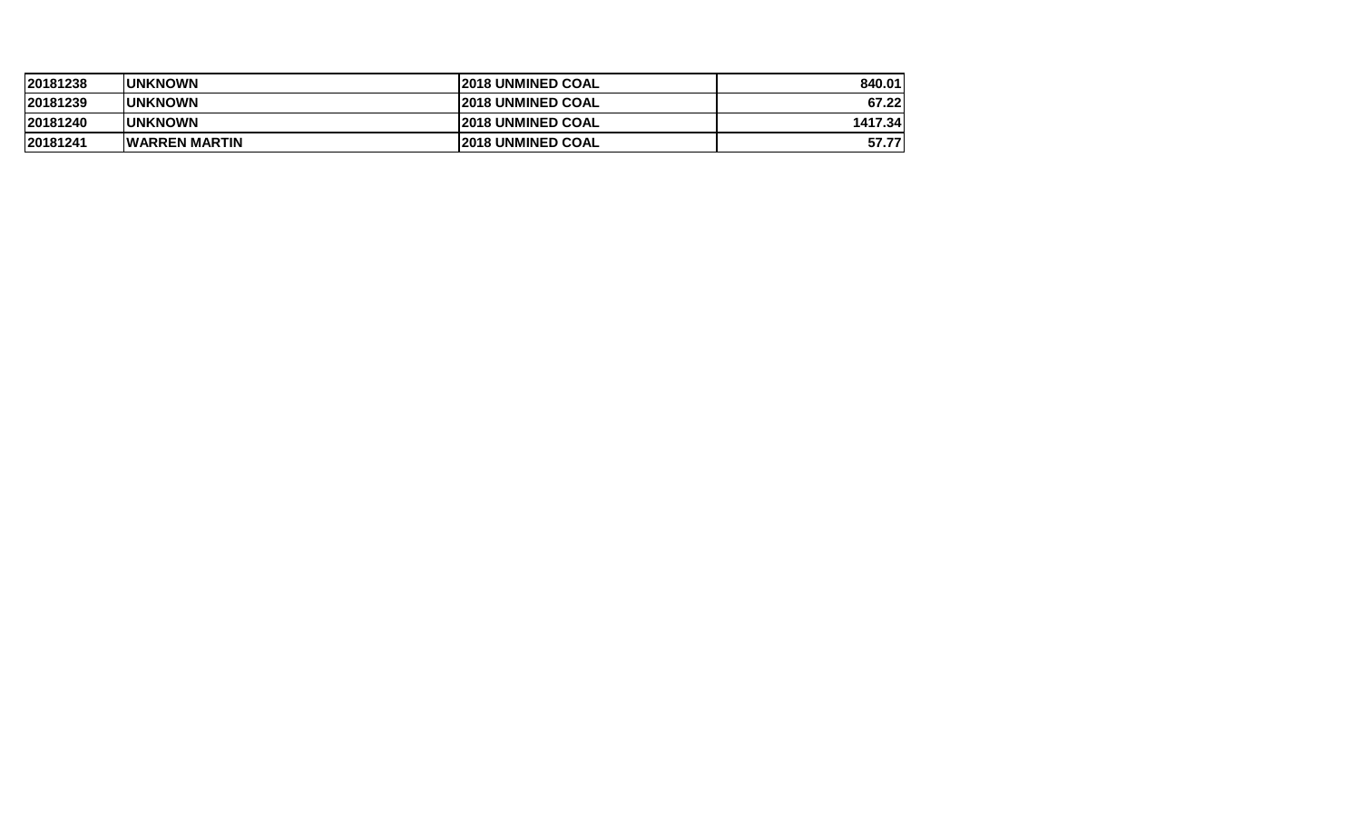| | | | |
|---|---|---|---|
| 20181238 | UNKNOWN | 2018 UNMINED COAL | 840.01 |
| 20181239 | UNKNOWN | 2018 UNMINED COAL | 67.22 |
| 20181240 | UNKNOWN | 2018 UNMINED COAL | 1417.34 |
| 20181241 | WARREN MARTIN | 2018 UNMINED COAL | 57.77 |